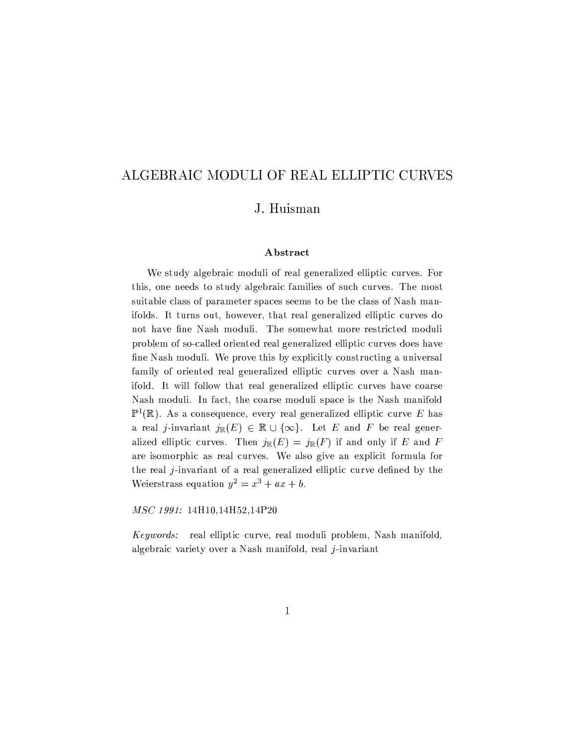# ALGEBRAIC MODULI OF REAL ELLIPTIC CURVES

J. Huisman

### Abstract

We study algebraic moduli of real generalized elliptic curves. For this, one needs to study algebraic families of such curves. The most suitable class of parameter spaces seems to be the class of Nash manifolds. It turns out, however, that real generalized elliptic curves do not have fine Nash moduli. The somewhat more restricted moduli problem of so-called oriented real generalized elliptic curves does have fine Nash moduli. We prove this by explicitly constructing a universal family of oriented real generalized elliptic curves over a Nash manifold. It will follow that real generalized elliptic curves have coarse Nash moduli. In fact, the coarse moduli space is the Nash manifold $\mathbb{P}^1(\mathbb{R})$. As a consequence, every real generalized elliptic curve $E$ has a real $j$-invariant $j_{\mathbb{R}}(E) \in \mathbb{R} \cup \{\infty\}$. Let $E$ and $F$ be real generalized elliptic curves. Then $j_{\mathbb{R}}(E) = j_{\mathbb{R}}(F)$ if and only if $E$ and $F$ are isomorphic as real curves. We also give an explicit formula for the real $j$-invariant of a real generalized elliptic curve defined by the Weierstrass equation $y^2 = x^3 + ax + b$.

*MSC 1991:* 14H10,14H52,14P20

*Keywords:* real elliptic curve, real moduli problem, Nash manifold, algebraic variety over a Nash manifold, real $j$-invariant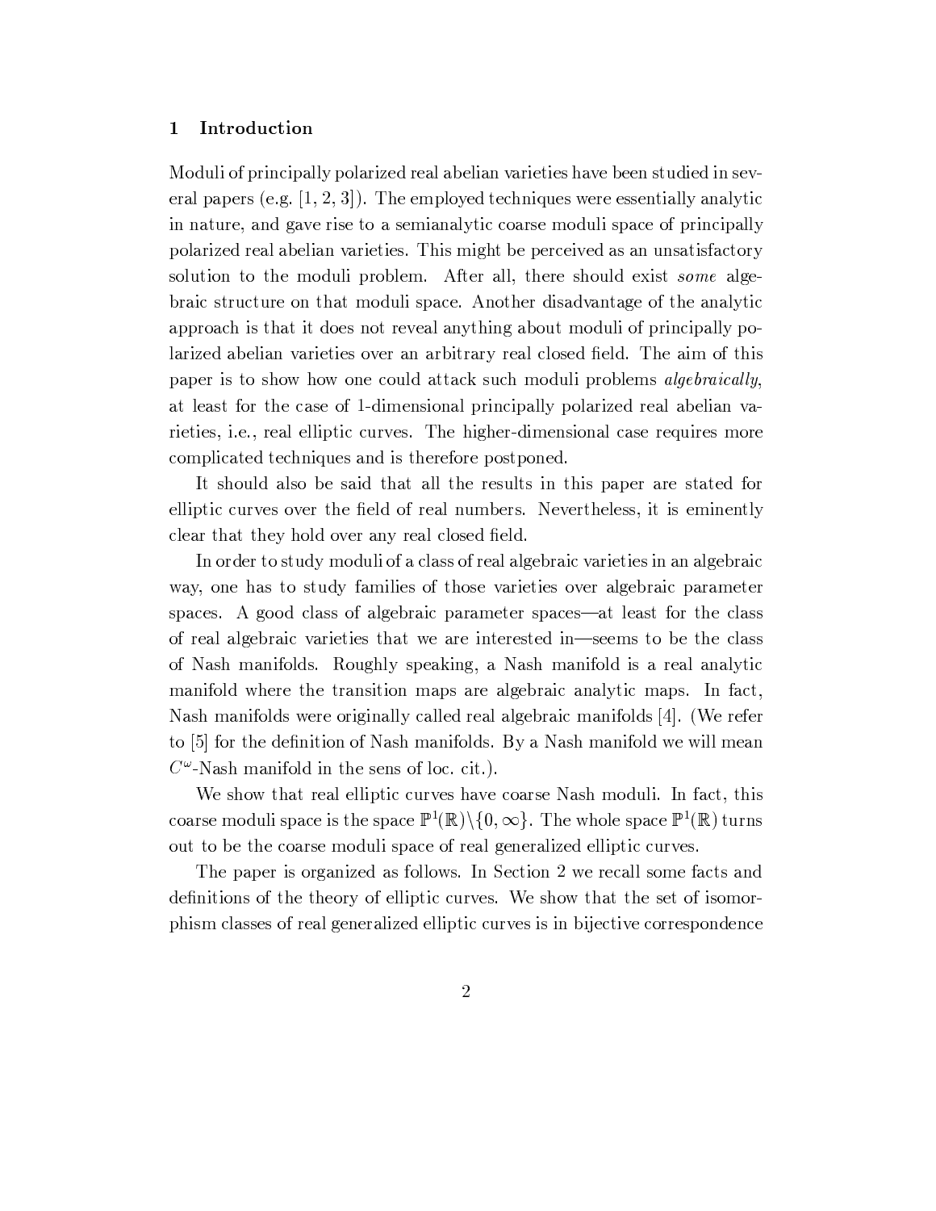## 1 Introduction

Moduli of principally polarized real abelian varieties have been studied in several papers (e.g. [1, 2, 3]). The employed techniques were essentially analytic in nature, and gave rise to a semianalytic coarse moduli space of principally polarized real abelian varieties. This might be perceived as an unsatisfactory solution to the moduli problem. After all, there should exist *some* algebraic structure on that moduli space. Another disadvantage of the analytic approach is that it does not reveal anything about moduli of principally polarized abelian varieties over an arbitrary real closed field. The aim of this paper is to show how one could attack such moduli problems *algebraically*, at least for the case of 1-dimensional principally polarized real abelian varieties, i.e., real elliptic curves. The higher-dimensional case requires more complicated techniques and is therefore postponed.

It should also be said that all the results in this paper are stated for elliptic curves over the field of real numbers. Nevertheless, it is eminently clear that they hold over any real closed field.

In order to study moduli of a class of real algebraic varieties in an algebraic way, one has to study families of those varieties over algebraic parameter spaces. A good class of algebraic parameter spaces—at least for the class of real algebraic varieties that we are interested in—seems to be the class of Nash manifolds. Roughly speaking, a Nash manifold is a real analytic manifold where the transition maps are algebraic analytic maps. In fact, Nash manifolds were originally called real algebraic manifolds [4]. (We refer to [5] for the definition of Nash manifolds. By a Nash manifold we will mean $C^\omega$-Nash manifold in the sens of loc. cit.).

We show that real elliptic curves have coarse Nash moduli. In fact, this coarse moduli space is the space $\mathbb{P}^1(\mathbb{R})\backslash\{0,\infty\}$. The whole space $\mathbb{P}^1(\mathbb{R})$ turns out to be the coarse moduli space of real generalized elliptic curves.

The paper is organized as follows. In Section 2 we recall some facts and definitions of the theory of elliptic curves. We show that the set of isomorphism classes of real generalized elliptic curves is in bijective correspondence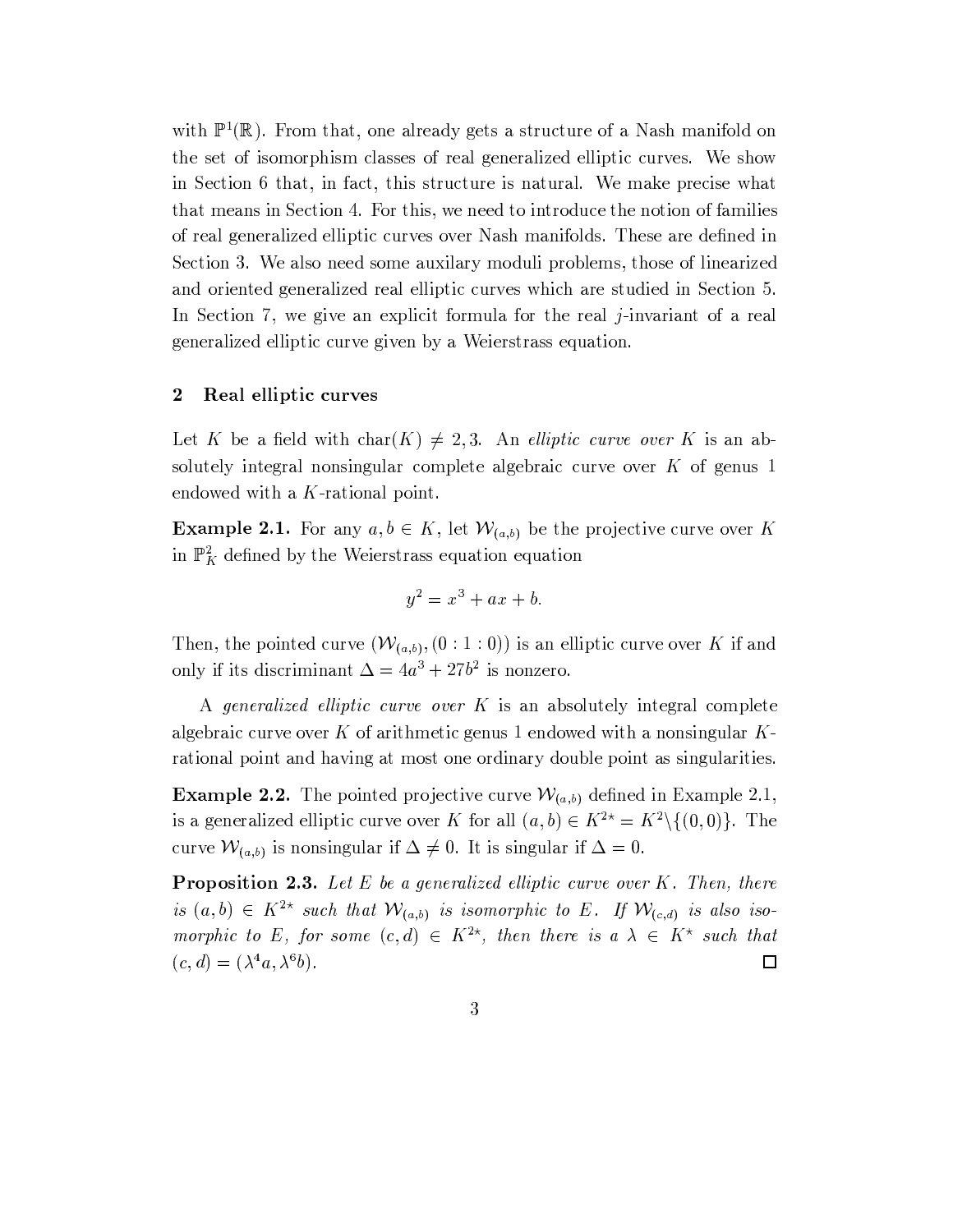with $\mathbb{P}^1(\mathbb{R})$. From that, one already gets a structure of a Nash manifold on the set of isomorphism classes of real generalized elliptic curves. We show in Section 6 that, in fact, this structure is natural. We make precise what that means in Section 4. For this, we need to introduce the notion of families of real generalized elliptic curves over Nash manifolds. These are defined in Section 3. We also need some auxilary moduli problems, those of linearized and oriented generalized real elliptic curves which are studied in Section 5. In Section 7, we give an explicit formula for the real $j$-invariant of a real generalized elliptic curve given by a Weierstrass equation.

## 2 Real elliptic curves

Let $K$ be a field with $\mathrm{char}(K) \neq 2, 3$. An *elliptic curve over $K$* is an absolutely integral nonsingular complete algebraic curve over $K$ of genus 1 endowed with a $K$-rational point.

**Example 2.1.** For any $a, b \in K$, let $\mathcal{W}_{(a,b)}$ be the projective curve over $K$ in $\mathbb{P}^2_K$ defined by the Weierstrass equation equation

$$y^2 = x^3 + ax + b.$$

Then, the pointed curve $(\mathcal{W}_{(a,b)}, (0:1:0))$ is an elliptic curve over $K$ if and only if its discriminant $\Delta = 4a^3 + 27b^2$ is nonzero.

A *generalized elliptic curve over $K$* is an absolutely integral complete algebraic curve over $K$ of arithmetic genus 1 endowed with a nonsingular $K$-rational point and having at most one ordinary double point as singularities.

**Example 2.2.** The pointed projective curve $\mathcal{W}_{(a,b)}$ defined in Example 2.1, is a generalized elliptic curve over $K$ for all $(a,b) \in K^{2\star} = K^2 \setminus \{(0,0)\}$. The curve $\mathcal{W}_{(a,b)}$ is nonsingular if $\Delta \neq 0$. It is singular if $\Delta = 0$.

**Proposition 2.3.** *Let $E$ be a generalized elliptic curve over $K$. Then, there is $(a,b) \in K^{2\star}$ such that $\mathcal{W}_{(a,b)}$ is isomorphic to $E$. If $\mathcal{W}_{(c,d)}$ is also isomorphic to $E$, for some $(c,d) \in K^{2\star}$, then there is a $\lambda \in K^\star$ such that $(c,d) = (\lambda^4 a, \lambda^6 b)$.* $\square$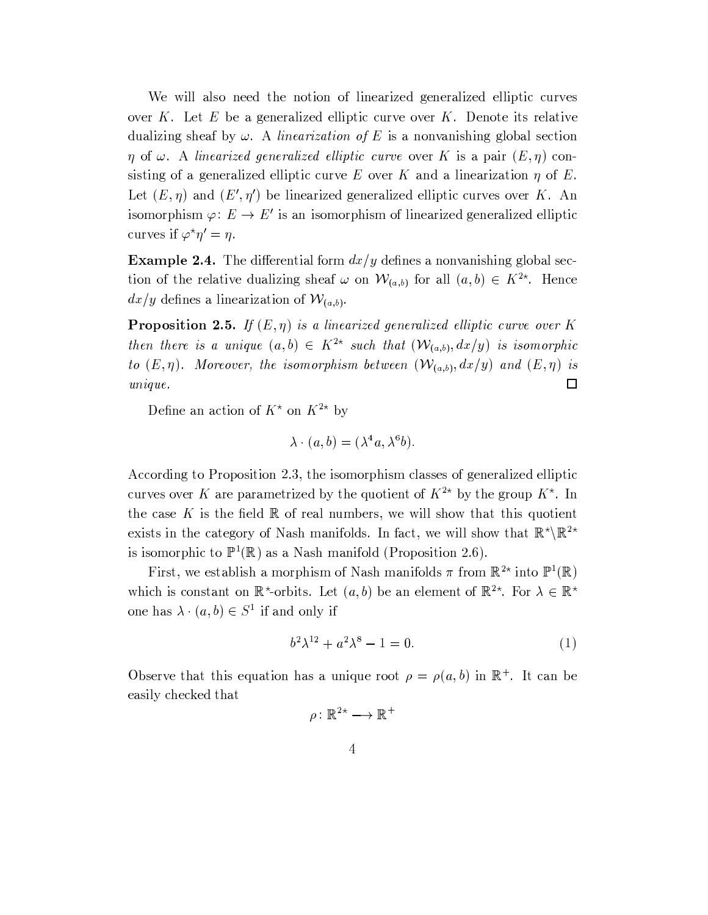We will also need the notion of linearized generalized elliptic curves over $K$. Let $E$ be a generalized elliptic curve over $K$. Denote its relative dualizing sheaf by $\omega$. A *linearization of* $E$ is a nonvanishing global section $\eta$ of $\omega$. A *linearized generalized elliptic curve* over $K$ is a pair $(E, \eta)$ consisting of a generalized elliptic curve $E$ over $K$ and a linearization $\eta$ of $E$. Let $(E, \eta)$ and $(E', \eta')$ be linearized generalized elliptic curves over $K$. An isomorphism $\varphi\colon E \to E'$ is an isomorphism of linearized generalized elliptic curves if $\varphi^\star \eta' = \eta$.

**Example 2.4.** The differential form $dx/y$ defines a nonvanishing global section of the relative dualizing sheaf $\omega$ on $\mathcal{W}_{(a,b)}$ for all $(a,b) \in K^{2\star}$. Hence $dx/y$ defines a linearization of $\mathcal{W}_{(a,b)}$.

**Proposition 2.5.** *If $(E, \eta)$ is a linearized generalized elliptic curve over $K$ then there is a unique $(a,b) \in K^{2\star}$ such that $(\mathcal{W}_{(a,b)}, dx/y)$ is isomorphic to $(E, \eta)$. Moreover, the isomorphism between $(\mathcal{W}_{(a,b)}, dx/y)$ and $(E, \eta)$ is unique.* □

Define an action of $K^\star$ on $K^{2\star}$ by

$$\lambda \cdot (a,b) = (\lambda^4 a, \lambda^6 b).$$

According to Proposition 2.3, the isomorphism classes of generalized elliptic curves over $K$ are parametrized by the quotient of $K^{2\star}$ by the group $K^\star$. In the case $K$ is the field $\mathbb{R}$ of real numbers, we will show that this quotient exists in the category of Nash manifolds. In fact, we will show that $\mathbb{R}^\star \backslash \mathbb{R}^{2\star}$ is isomorphic to $\mathbb{P}^1(\mathbb{R})$ as a Nash manifold (Proposition 2.6).

First, we establish a morphism of Nash manifolds $\pi$ from $\mathbb{R}^{2\star}$ into $\mathbb{P}^1(\mathbb{R})$ which is constant on $\mathbb{R}^\star$-orbits. Let $(a,b)$ be an element of $\mathbb{R}^{2\star}$. For $\lambda \in \mathbb{R}^\star$ one has $\lambda \cdot (a,b) \in S^1$ if and only if

$$b^2 \lambda^{12} + a^2 \lambda^8 - 1 = 0. \tag{1}$$

Observe that this equation has a unique root $\rho = \rho(a,b)$ in $\mathbb{R}^+$. It can be easily checked that

$$\rho\colon \mathbb{R}^{2\star} \longrightarrow \mathbb{R}^+$$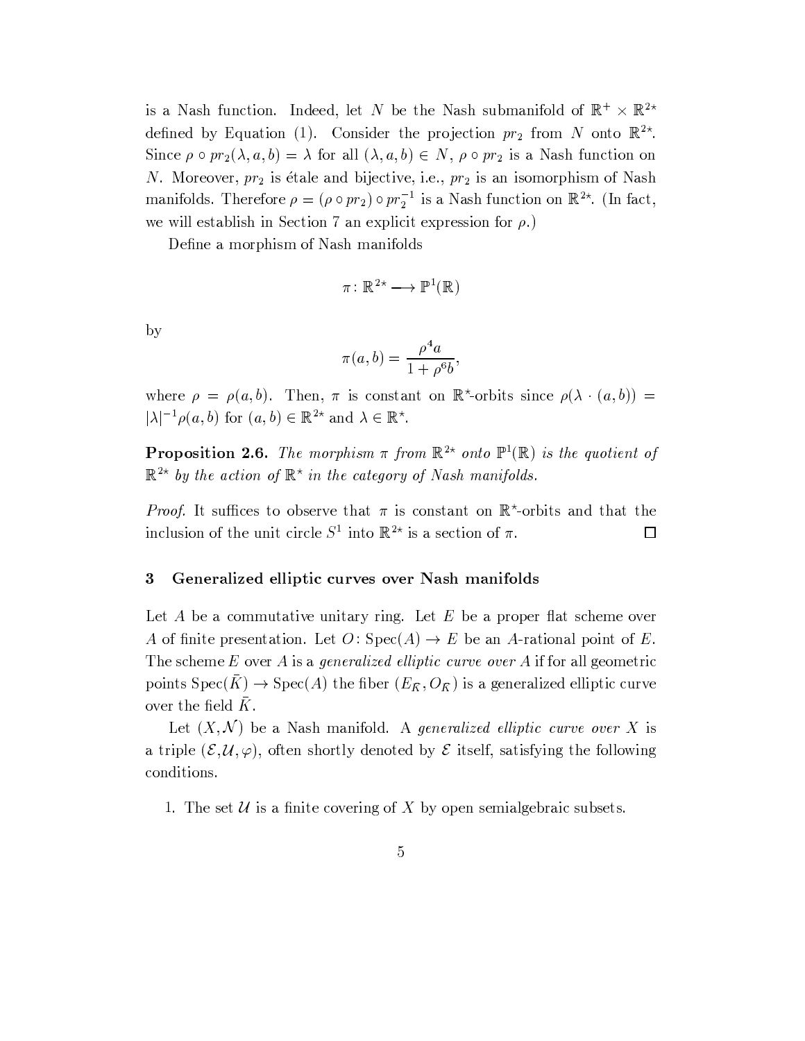is a Nash function. Indeed, let $N$ be the Nash submanifold of $\mathbb{R}^+ \times \mathbb{R}^{2\star}$ defined by Equation (1). Consider the projection $pr_2$ from $N$ onto $\mathbb{R}^{2\star}$. Since $\rho \circ pr_2(\lambda, a, b) = \lambda$ for all $(\lambda, a, b) \in N$, $\rho \circ pr_2$ is a Nash function on $N$. Moreover, $pr_2$ is étale and bijective, i.e., $pr_2$ is an isomorphism of Nash manifolds. Therefore $\rho = (\rho \circ pr_2) \circ pr_2^{-1}$ is a Nash function on $\mathbb{R}^{2\star}$. (In fact, we will establish in Section 7 an explicit expression for $\rho$.)

Define a morphism of Nash manifolds

$$\pi \colon \mathbb{R}^{2\star} \longrightarrow \mathbb{P}^1(\mathbb{R})$$

by

$$\pi(a, b) = \frac{\rho^4 a}{1 + \rho^6 b},$$

where $\rho = \rho(a, b)$. Then, $\pi$ is constant on $\mathbb{R}^\star$-orbits since $\rho(\lambda \cdot (a, b)) = |\lambda|^{-1}\rho(a, b)$ for $(a, b) \in \mathbb{R}^{2\star}$ and $\lambda \in \mathbb{R}^\star$.

**Proposition 2.6.** *The morphism $\pi$ from $\mathbb{R}^{2\star}$ onto $\mathbb{P}^1(\mathbb{R})$ is the quotient of $\mathbb{R}^{2\star}$ by the action of $\mathbb{R}^\star$ in the category of Nash manifolds.*

*Proof.* It suffices to observe that $\pi$ is constant on $\mathbb{R}^\star$-orbits and that the inclusion of the unit circle $S^1$ into $\mathbb{R}^{2\star}$ is a section of $\pi$. □

## 3 Generalized elliptic curves over Nash manifolds

Let $A$ be a commutative unitary ring. Let $E$ be a proper flat scheme over $A$ of finite presentation. Let $O \colon \mathrm{Spec}(A) \to E$ be an $A$-rational point of $E$. The scheme $E$ over $A$ is a *generalized elliptic curve over $A$* if for all geometric points $\mathrm{Spec}(\bar{K}) \to \mathrm{Spec}(A)$ the fiber $(E_{\bar{K}}, O_{\bar{K}})$ is a generalized elliptic curve over the field $\bar{K}$.

Let $(X, \mathcal{N})$ be a Nash manifold. A *generalized elliptic curve over $X$* is a triple $(\mathcal{E}, \mathcal{U}, \varphi)$, often shortly denoted by $\mathcal{E}$ itself, satisfying the following conditions.

1. The set $\mathcal{U}$ is a finite covering of $X$ by open semialgebraic subsets.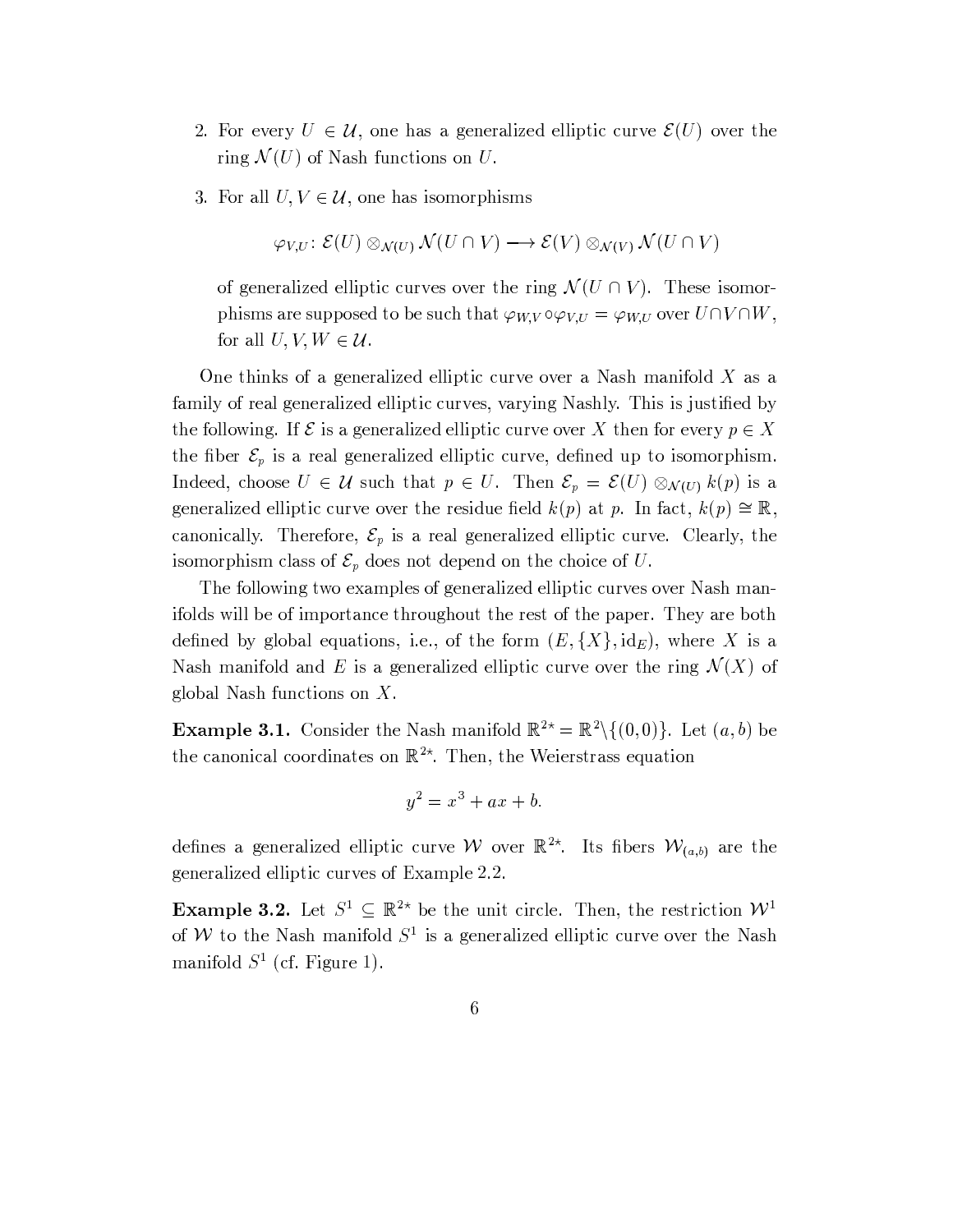2. For every $U \in \mathcal{U}$, one has a generalized elliptic curve $\mathcal{E}(U)$ over the ring $\mathcal{N}(U)$ of Nash functions on $U$.

3. For all $U, V \in \mathcal{U}$, one has isomorphisms

$$\varphi_{V,U} \colon \mathcal{E}(U) \otimes_{\mathcal{N}(U)} \mathcal{N}(U \cap V) \longrightarrow \mathcal{E}(V) \otimes_{\mathcal{N}(V)} \mathcal{N}(U \cap V)$$

of generalized elliptic curves over the ring $\mathcal{N}(U \cap V)$. These isomorphisms are supposed to be such that $\varphi_{W,V} \circ \varphi_{V,U} = \varphi_{W,U}$ over $U \cap V \cap W$, for all $U, V, W \in \mathcal{U}$.

One thinks of a generalized elliptic curve over a Nash manifold $X$ as a family of real generalized elliptic curves, varying Nashly. This is justified by the following. If $\mathcal{E}$ is a generalized elliptic curve over $X$ then for every $p \in X$ the fiber $\mathcal{E}_p$ is a real generalized elliptic curve, defined up to isomorphism. Indeed, choose $U \in \mathcal{U}$ such that $p \in U$. Then $\mathcal{E}_p = \mathcal{E}(U) \otimes_{\mathcal{N}(U)} k(p)$ is a generalized elliptic curve over the residue field $k(p)$ at $p$. In fact, $k(p) \cong \mathbb{R}$, canonically. Therefore, $\mathcal{E}_p$ is a real generalized elliptic curve. Clearly, the isomorphism class of $\mathcal{E}_p$ does not depend on the choice of $U$.

The following two examples of generalized elliptic curves over Nash manifolds will be of importance throughout the rest of the paper. They are both defined by global equations, i.e., of the form $(E, \{X\}, \mathrm{id}_E)$, where $X$ is a Nash manifold and $E$ is a generalized elliptic curve over the ring $\mathcal{N}(X)$ of global Nash functions on $X$.

**Example 3.1.** Consider the Nash manifold $\mathbb{R}^{2\star} = \mathbb{R}^2 \setminus \{(0,0)\}$. Let $(a, b)$ be the canonical coordinates on $\mathbb{R}^{2\star}$. Then, the Weierstrass equation

$$y^2 = x^3 + ax + b.$$

defines a generalized elliptic curve $\mathcal{W}$ over $\mathbb{R}^{2\star}$. Its fibers $\mathcal{W}_{(a,b)}$ are the generalized elliptic curves of Example 2.2.

**Example 3.2.** Let $S^1 \subseteq \mathbb{R}^{2\star}$ be the unit circle. Then, the restriction $\mathcal{W}^1$ of $\mathcal{W}$ to the Nash manifold $S^1$ is a generalized elliptic curve over the Nash manifold $S^1$ (cf. Figure 1).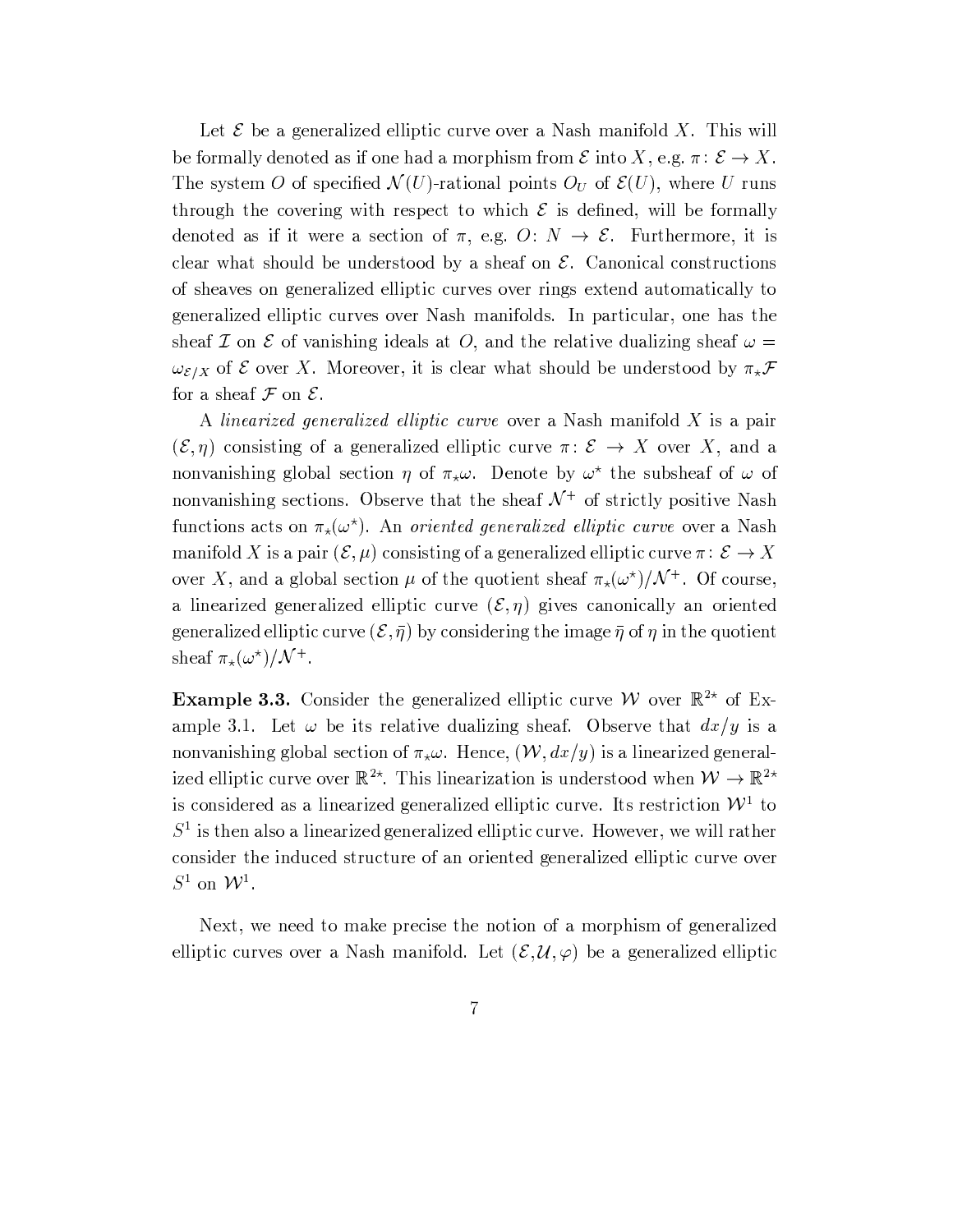Let $\mathcal{E}$ be a generalized elliptic curve over a Nash manifold $X$. This will be formally denoted as if one had a morphism from $\mathcal{E}$ into $X$, e.g. $\pi\colon \mathcal{E} \to X$. The system $O$ of specified $\mathcal{N}(U)$-rational points $O_U$ of $\mathcal{E}(U)$, where $U$ runs through the covering with respect to which $\mathcal{E}$ is defined, will be formally denoted as if it were a section of $\pi$, e.g. $O\colon N \to \mathcal{E}$. Furthermore, it is clear what should be understood by a sheaf on $\mathcal{E}$. Canonical constructions of sheaves on generalized elliptic curves over rings extend automatically to generalized elliptic curves over Nash manifolds. In particular, one has the sheaf $\mathcal{I}$ on $\mathcal{E}$ of vanishing ideals at $O$, and the relative dualizing sheaf $\omega = \omega_{\mathcal{E}/X}$ of $\mathcal{E}$ over $X$. Moreover, it is clear what should be understood by $\pi_\star\mathcal{F}$ for a sheaf $\mathcal{F}$ on $\mathcal{E}$.

A *linearized generalized elliptic curve* over a Nash manifold $X$ is a pair $(\mathcal{E}, \eta)$ consisting of a generalized elliptic curve $\pi\colon \mathcal{E} \to X$ over $X$, and a nonvanishing global section $\eta$ of $\pi_\star\omega$. Denote by $\omega^\star$ the subsheaf of $\omega$ of nonvanishing sections. Observe that the sheaf $\mathcal{N}^+$ of strictly positive Nash functions acts on $\pi_\star(\omega^\star)$. An *oriented generalized elliptic curve* over a Nash manifold $X$ is a pair $(\mathcal{E}, \mu)$ consisting of a generalized elliptic curve $\pi\colon \mathcal{E} \to X$ over $X$, and a global section $\mu$ of the quotient sheaf $\pi_\star(\omega^\star)/\mathcal{N}^+$. Of course, a linearized generalized elliptic curve $(\mathcal{E}, \eta)$ gives canonically an oriented generalized elliptic curve $(\mathcal{E}, \bar{\eta})$ by considering the image $\bar{\eta}$ of $\eta$ in the quotient sheaf $\pi_\star(\omega^\star)/\mathcal{N}^+$.

**Example 3.3.** Consider the generalized elliptic curve $\mathcal{W}$ over $\mathbb{R}^{2\star}$ of Example 3.1. Let $\omega$ be its relative dualizing sheaf. Observe that $dx/y$ is a nonvanishing global section of $\pi_\star\omega$. Hence, $(\mathcal{W}, dx/y)$ is a linearized generalized elliptic curve over $\mathbb{R}^{2\star}$. This linearization is understood when $\mathcal{W} \to \mathbb{R}^{2\star}$ is considered as a linearized generalized elliptic curve. Its restriction $\mathcal{W}^1$ to $S^1$ is then also a linearized generalized elliptic curve. However, we will rather consider the induced structure of an oriented generalized elliptic curve over $S^1$ on $\mathcal{W}^1$.

Next, we need to make precise the notion of a morphism of generalized elliptic curves over a Nash manifold. Let $(\mathcal{E}, \mathcal{U}, \varphi)$ be a generalized elliptic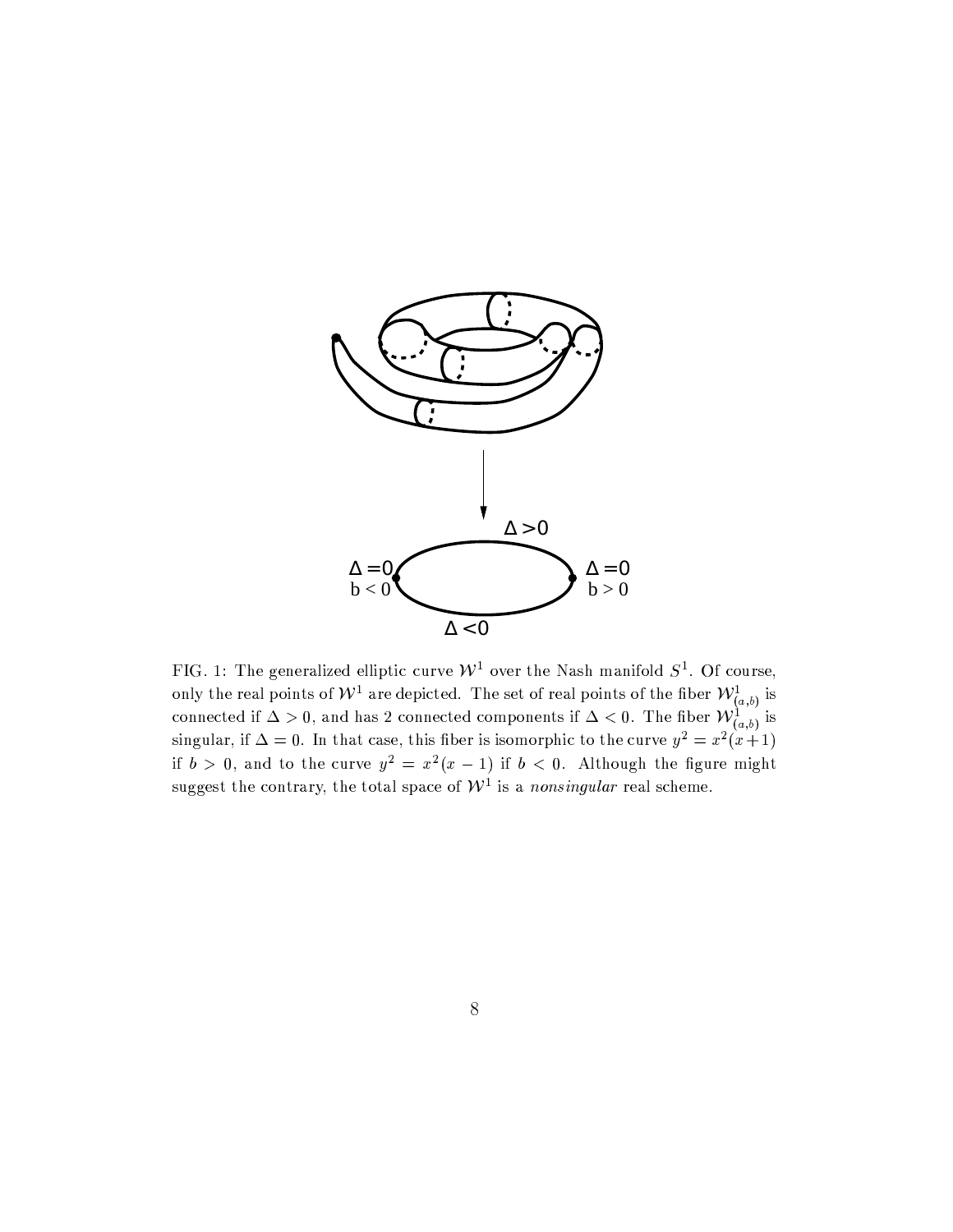FIG. 1: The generalized elliptic curve $\mathcal{W}^1$ over the Nash manifold $S^1$. Of course, only the real points of $\mathcal{W}^1$ are depicted. The set of real points of the fiber $\mathcal{W}^1_{(a,b)}$ is connected if $\Delta > 0$, and has 2 connected components if $\Delta < 0$. The fiber $\mathcal{W}^1_{(a,b)}$ is singular, if $\Delta = 0$. In that case, this fiber is isomorphic to the curve $y^2 = x^2(x+1)$ if $b > 0$, and to the curve $y^2 = x^2(x-1)$ if $b < 0$. Although the figure might suggest the contrary, the total space of $\mathcal{W}^1$ is a *nonsingular* real scheme.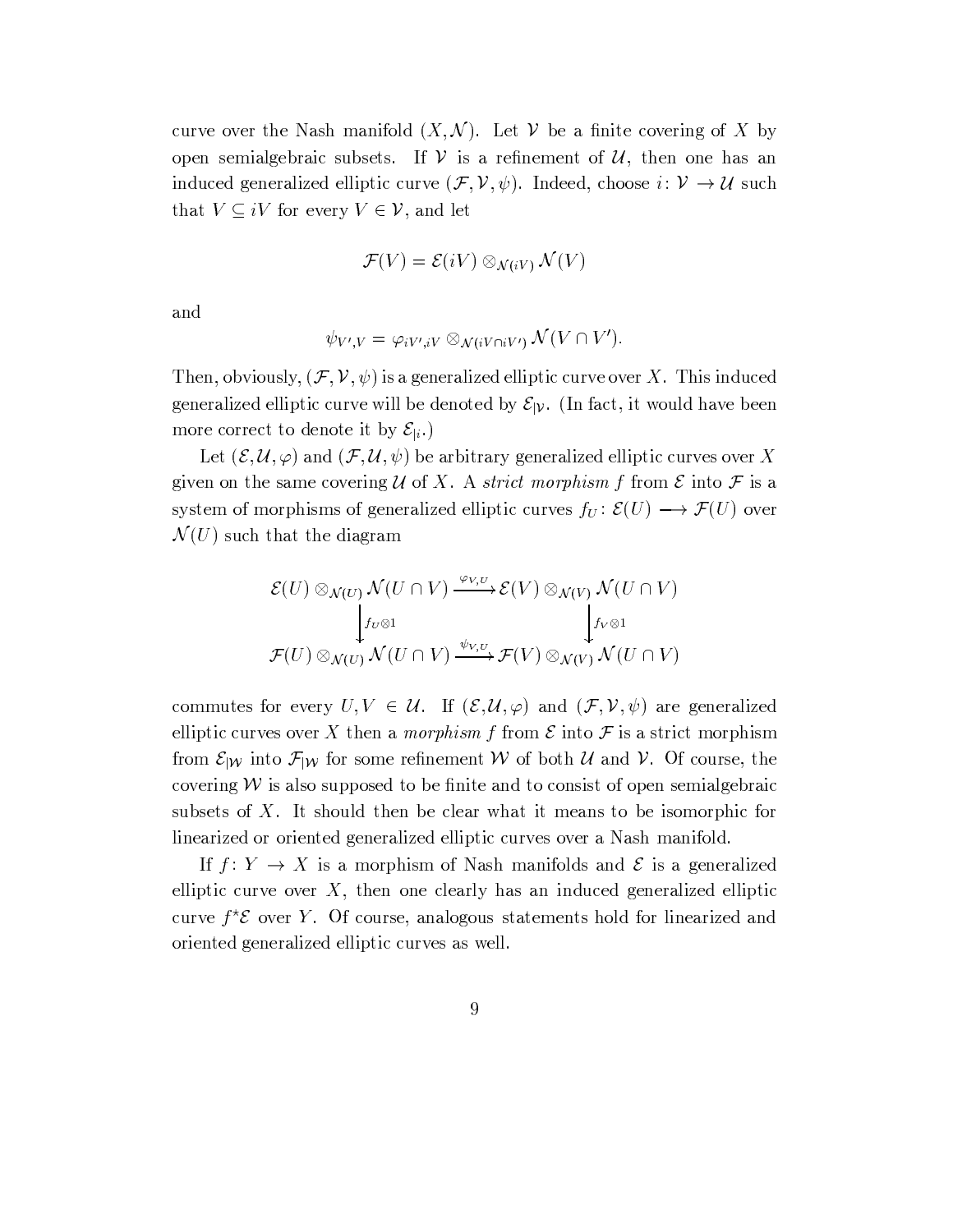curve over the Nash manifold $(X, \mathcal{N})$. Let $\mathcal{V}$ be a finite covering of $X$ by open semialgebraic subsets. If $\mathcal{V}$ is a refinement of $\mathcal{U}$, then one has an induced generalized elliptic curve $(\mathcal{F}, \mathcal{V}, \psi)$. Indeed, choose $i\colon \mathcal{V} \to \mathcal{U}$ such that $V \subseteq iV$ for every $V \in \mathcal{V}$, and let

$$\mathcal{F}(V) = \mathcal{E}(iV) \otimes_{\mathcal{N}(iV)} \mathcal{N}(V)$$

and

$$\psi_{V',V} = \varphi_{iV',iV} \otimes_{\mathcal{N}(iV \cap iV')} \mathcal{N}(V \cap V').$$

Then, obviously, $(\mathcal{F}, \mathcal{V}, \psi)$ is a generalized elliptic curve over $X$. This induced generalized elliptic curve will be denoted by $\mathcal{E}_{|\mathcal{V}}$. (In fact, it would have been more correct to denote it by $\mathcal{E}_{|i}$.)

Let $(\mathcal{E}, \mathcal{U}, \varphi)$ and $(\mathcal{F}, \mathcal{U}, \psi)$ be arbitrary generalized elliptic curves over $X$ given on the same covering $\mathcal{U}$ of $X$. A *strict morphism* $f$ from $\mathcal{E}$ into $\mathcal{F}$ is a system of morphisms of generalized elliptic curves $f_U\colon \mathcal{E}(U) \longrightarrow \mathcal{F}(U)$ over $\mathcal{N}(U)$ such that the diagram

$$\begin{array}{ccc}
\mathcal{E}(U) \otimes_{\mathcal{N}(U)} \mathcal{N}(U \cap V) & \xrightarrow{\varphi_{V,U}} & \mathcal{E}(V) \otimes_{\mathcal{N}(V)} \mathcal{N}(U \cap V) \\
\Big\downarrow {\scriptstyle f_U \otimes 1} & & \Big\downarrow {\scriptstyle f_V \otimes 1} \\
\mathcal{F}(U) \otimes_{\mathcal{N}(U)} \mathcal{N}(U \cap V) & \xrightarrow{\psi_{V,U}} & \mathcal{F}(V) \otimes_{\mathcal{N}(V)} \mathcal{N}(U \cap V)
\end{array}$$

commutes for every $U, V \in \mathcal{U}$. If $(\mathcal{E}, \mathcal{U}, \varphi)$ and $(\mathcal{F}, \mathcal{V}, \psi)$ are generalized elliptic curves over $X$ then a *morphism* $f$ from $\mathcal{E}$ into $\mathcal{F}$ is a strict morphism from $\mathcal{E}_{|\mathcal{W}}$ into $\mathcal{F}_{|\mathcal{W}}$ for some refinement $\mathcal{W}$ of both $\mathcal{U}$ and $\mathcal{V}$. Of course, the covering $\mathcal{W}$ is also supposed to be finite and to consist of open semialgebraic subsets of $X$. It should then be clear what it means to be isomorphic for linearized or oriented generalized elliptic curves over a Nash manifold.

If $f\colon Y \to X$ is a morphism of Nash manifolds and $\mathcal{E}$ is a generalized elliptic curve over $X$, then one clearly has an induced generalized elliptic curve $f^{\star}\mathcal{E}$ over $Y$. Of course, analogous statements hold for linearized and oriented generalized elliptic curves as well.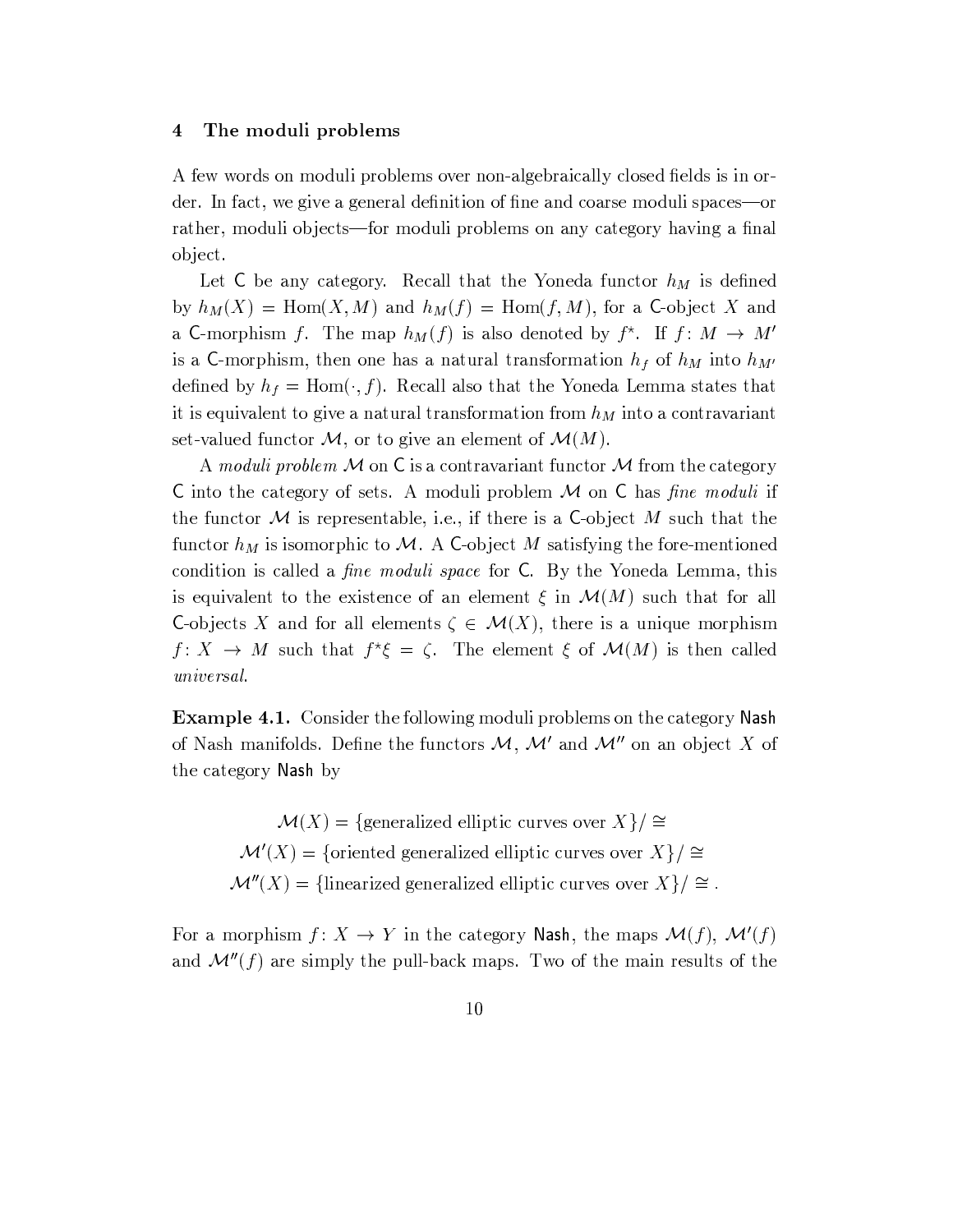## 4 The moduli problems

A few words on moduli problems over non-algebraically closed fields is in order. In fact, we give a general definition of fine and coarse moduli spaces—or rather, moduli objects—for moduli problems on any category having a final object.

Let $\mathsf{C}$ be any category. Recall that the Yoneda functor $h_M$ is defined by $h_M(X) = \mathrm{Hom}(X, M)$ and $h_M(f) = \mathrm{Hom}(f, M)$, for a $\mathsf{C}$-object $X$ and a $\mathsf{C}$-morphism $f$. The map $h_M(f)$ is also denoted by $f^\star$. If $f\colon M \to M'$ is a $\mathsf{C}$-morphism, then one has a natural transformation $h_f$ of $h_M$ into $h_{M'}$ defined by $h_f = \mathrm{Hom}(\cdot, f)$. Recall also that the Yoneda Lemma states that it is equivalent to give a natural transformation from $h_M$ into a contravariant set-valued functor $\mathcal{M}$, or to give an element of $\mathcal{M}(M)$.

A *moduli problem* $\mathcal{M}$ on $\mathsf{C}$ is a contravariant functor $\mathcal{M}$ from the category $\mathsf{C}$ into the category of sets. A moduli problem $\mathcal{M}$ on $\mathsf{C}$ has *fine moduli* if the functor $\mathcal{M}$ is representable, i.e., if there is a $\mathsf{C}$-object $M$ such that the functor $h_M$ is isomorphic to $\mathcal{M}$. A $\mathsf{C}$-object $M$ satisfying the fore-mentioned condition is called a *fine moduli space* for $\mathsf{C}$. By the Yoneda Lemma, this is equivalent to the existence of an element $\xi$ in $\mathcal{M}(M)$ such that for all $\mathsf{C}$-objects $X$ and for all elements $\zeta \in \mathcal{M}(X)$, there is a unique morphism $f\colon X \to M$ such that $f^\star\xi = \zeta$. The element $\xi$ of $\mathcal{M}(M)$ is then called *universal*.

**Example 4.1.** Consider the following moduli problems on the category $\mathsf{Nash}$ of Nash manifolds. Define the functors $\mathcal{M}$, $\mathcal{M}'$ and $\mathcal{M}''$ on an object $X$ of the category $\mathsf{Nash}$ by

$$
\begin{aligned}
\mathcal{M}(X) &= \{\text{generalized elliptic curves over } X\}/\cong \\
\mathcal{M}'(X) &= \{\text{oriented generalized elliptic curves over } X\}/\cong \\
\mathcal{M}''(X) &= \{\text{linearized generalized elliptic curves over } X\}/\cong .
\end{aligned}
$$

For a morphism $f\colon X \to Y$ in the category $\mathsf{Nash}$, the maps $\mathcal{M}(f)$, $\mathcal{M}'(f)$ and $\mathcal{M}''(f)$ are simply the pull-back maps. Two of the main results of the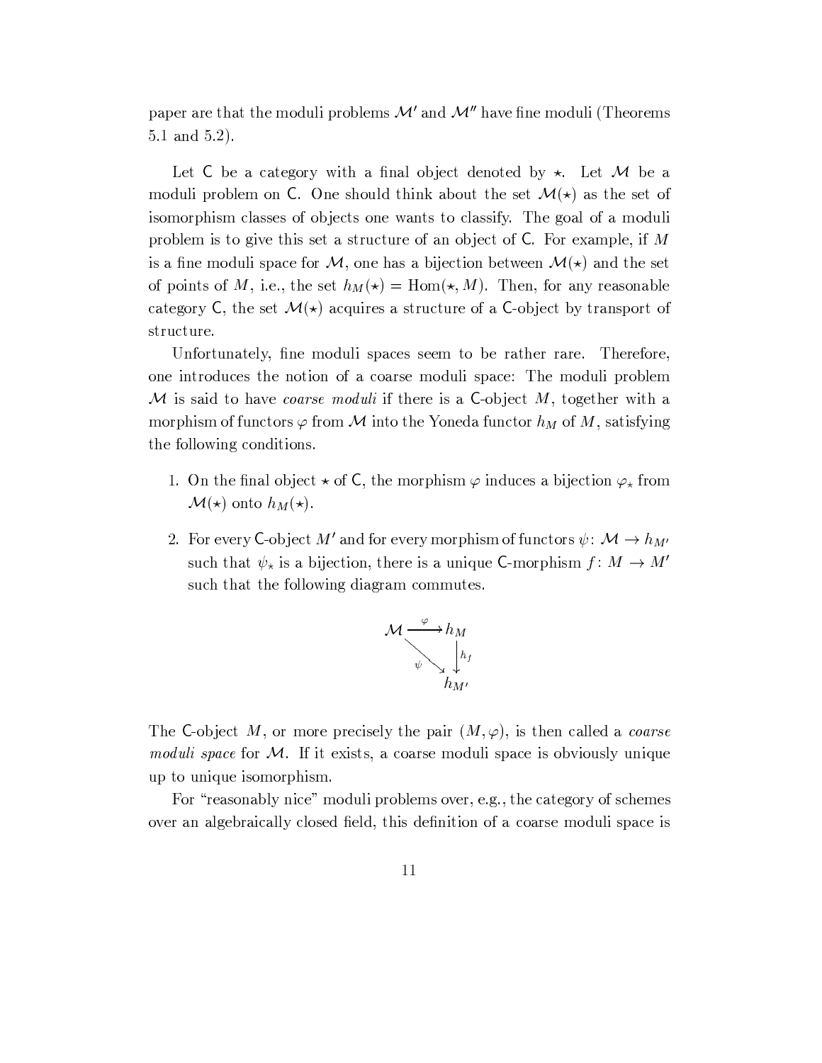paper are that the moduli problems $\mathcal{M}'$ and $\mathcal{M}''$ have fine moduli (Theorems 5.1 and 5.2).

Let $\mathsf{C}$ be a category with a final object denoted by $\star$. Let $\mathcal{M}$ be a moduli problem on $\mathsf{C}$. One should think about the set $\mathcal{M}(\star)$ as the set of isomorphism classes of objects one wants to classify. The goal of a moduli problem is to give this set a structure of an object of $\mathsf{C}$. For example, if $M$ is a fine moduli space for $\mathcal{M}$, one has a bijection between $\mathcal{M}(\star)$ and the set of points of $M$, i.e., the set $h_M(\star) = \operatorname{Hom}(\star, M)$. Then, for any reasonable category $\mathsf{C}$, the set $\mathcal{M}(\star)$ acquires a structure of a $\mathsf{C}$-object by transport of structure.

Unfortunately, fine moduli spaces seem to be rather rare. Therefore, one introduces the notion of a coarse moduli space: The moduli problem $\mathcal{M}$ is said to have *coarse moduli* if there is a $\mathsf{C}$-object $M$, together with a morphism of functors $\varphi$ from $\mathcal{M}$ into the Yoneda functor $h_M$ of $M$, satisfying the following conditions.

1. On the final object $\star$ of $\mathsf{C}$, the morphism $\varphi$ induces a bijection $\varphi_\star$ from $\mathcal{M}(\star)$ onto $h_M(\star)$.

2. For every $\mathsf{C}$-object $M'$ and for every morphism of functors $\psi\colon \mathcal{M} \to h_{M'}$ such that $\psi_\star$ is a bijection, there is a unique $\mathsf{C}$-morphism $f\colon M \to M'$ such that the following diagram commutes.

$$\begin{array}{ccc} \mathcal{M} & \xrightarrow{\varphi} & h_M \\ & {\scriptstyle\psi}\searrow & \downarrow {\scriptstyle h_f} \\ & & h_{M'} \end{array}$$

The $\mathsf{C}$-object $M$, or more precisely the pair $(M, \varphi)$, is then called a *coarse moduli space* for $\mathcal{M}$. If it exists, a coarse moduli space is obviously unique up to unique isomorphism.

For "reasonably nice" moduli problems over, e.g., the category of schemes over an algebraically closed field, this definition of a coarse moduli space is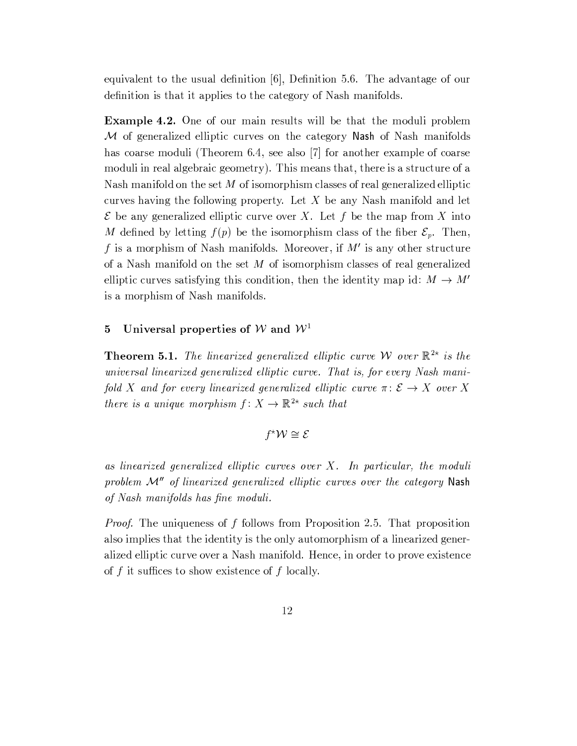equivalent to the usual definition [6], Definition 5.6. The advantage of our definition is that it applies to the category of Nash manifolds.

**Example 4.2.** One of our main results will be that the moduli problem $\mathcal{M}$ of generalized elliptic curves on the category $\mathsf{Nash}$ of Nash manifolds has coarse moduli (Theorem 6.4, see also [7] for another example of coarse moduli in real algebraic geometry). This means that, there is a structure of a Nash manifold on the set $M$ of isomorphism classes of real generalized elliptic curves having the following property. Let $X$ be any Nash manifold and let $\mathcal{E}$ be any generalized elliptic curve over $X$. Let $f$ be the map from $X$ into $M$ defined by letting $f(p)$ be the isomorphism class of the fiber $\mathcal{E}_p$. Then, $f$ is a morphism of Nash manifolds. Moreover, if $M'$ is any other structure of a Nash manifold on the set $M$ of isomorphism classes of real generalized elliptic curves satisfying this condition, then the identity map id: $M \to M'$ is a morphism of Nash manifolds.

## 5 Universal properties of $\mathcal{W}$ and $\mathcal{W}^1$

**Theorem 5.1.** *The linearized generalized elliptic curve $\mathcal{W}$ over $\mathbb{R}^{2\star}$ is the universal linearized generalized elliptic curve. That is, for every Nash manifold $X$ and for every linearized generalized elliptic curve $\pi\colon \mathcal{E} \to X$ over $X$ there is a unique morphism $f\colon X \to \mathbb{R}^{2\star}$ such that*

$$f^\star \mathcal{W} \cong \mathcal{E}$$

*as linearized generalized elliptic curves over $X$. In particular, the moduli problem $\mathcal{M}''$ of linearized generalized elliptic curves over the category $\mathsf{Nash}$ of Nash manifolds has fine moduli.*

*Proof.* The uniqueness of $f$ follows from Proposition 2.5. That proposition also implies that the identity is the only automorphism of a linearized generalized elliptic curve over a Nash manifold. Hence, in order to prove existence of $f$ it suffices to show existence of $f$ locally.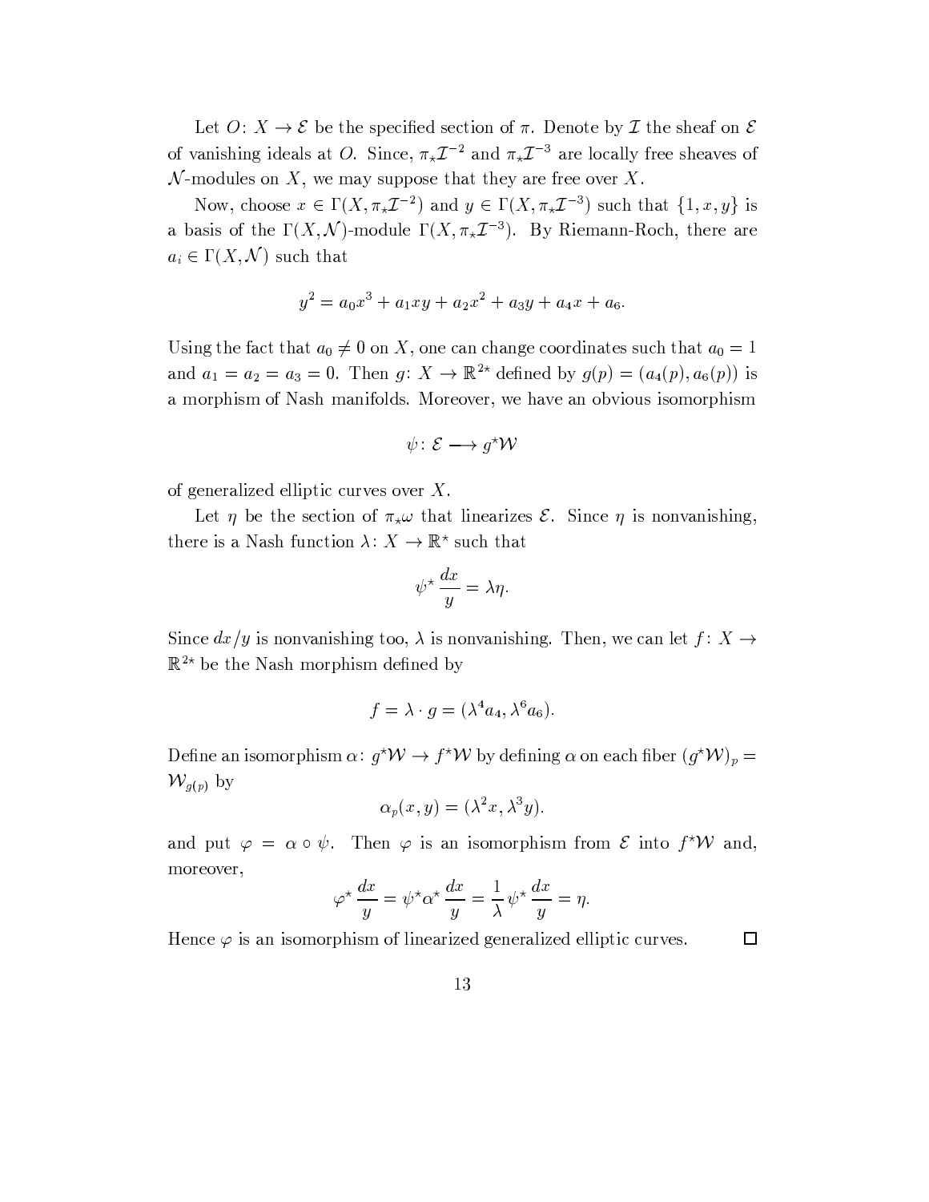Let $O\colon X \to \mathcal{E}$ be the specified section of $\pi$. Denote by $\mathcal{I}$ the sheaf on $\mathcal{E}$ of vanishing ideals at $O$. Since, $\pi_\star \mathcal{I}^{-2}$ and $\pi_\star \mathcal{I}^{-3}$ are locally free sheaves of $\mathcal{N}$-modules on $X$, we may suppose that they are free over $X$.

Now, choose $x \in \Gamma(X, \pi_\star \mathcal{I}^{-2})$ and $y \in \Gamma(X, \pi_\star \mathcal{I}^{-3})$ such that $\{1, x, y\}$ is a basis of the $\Gamma(X, \mathcal{N})$-module $\Gamma(X, \pi_\star \mathcal{I}^{-3})$. By Riemann-Roch, there are $a_i \in \Gamma(X, \mathcal{N})$ such that

$$y^2 = a_0 x^3 + a_1 xy + a_2 x^2 + a_3 y + a_4 x + a_6.$$

Using the fact that $a_0 \neq 0$ on $X$, one can change coordinates such that $a_0 = 1$ and $a_1 = a_2 = a_3 = 0$. Then $g\colon X \to \mathbb{R}^{2\star}$ defined by $g(p) = (a_4(p), a_6(p))$ is a morphism of Nash manifolds. Moreover, we have an obvious isomorphism

$$\psi\colon \mathcal{E} \longrightarrow g^\star \mathcal{W}$$

of generalized elliptic curves over $X$.

Let $\eta$ be the section of $\pi_\star \omega$ that linearizes $\mathcal{E}$. Since $\eta$ is nonvanishing, there is a Nash function $\lambda\colon X \to \mathbb{R}^\star$ such that

$$\psi^\star \frac{dx}{y} = \lambda \eta.$$

Since $dx/y$ is nonvanishing too, $\lambda$ is nonvanishing. Then, we can let $f\colon X \to \mathbb{R}^{2\star}$ be the Nash morphism defined by

$$f = \lambda \cdot g = (\lambda^4 a_4, \lambda^6 a_6).$$

Define an isomorphism $\alpha\colon g^\star \mathcal{W} \to f^\star \mathcal{W}$ by defining $\alpha$ on each fiber $(g^\star \mathcal{W})_p = \mathcal{W}_{g(p)}$ by

$$\alpha_p(x, y) = (\lambda^2 x, \lambda^3 y).$$

and put $\varphi = \alpha \circ \psi$. Then $\varphi$ is an isomorphism from $\mathcal{E}$ into $f^\star \mathcal{W}$ and, moreover,

$$\varphi^\star \frac{dx}{y} = \psi^\star \alpha^\star \frac{dx}{y} = \frac{1}{\lambda} \psi^\star \frac{dx}{y} = \eta.$$

Hence $\varphi$ is an isomorphism of linearized generalized elliptic curves. $\square$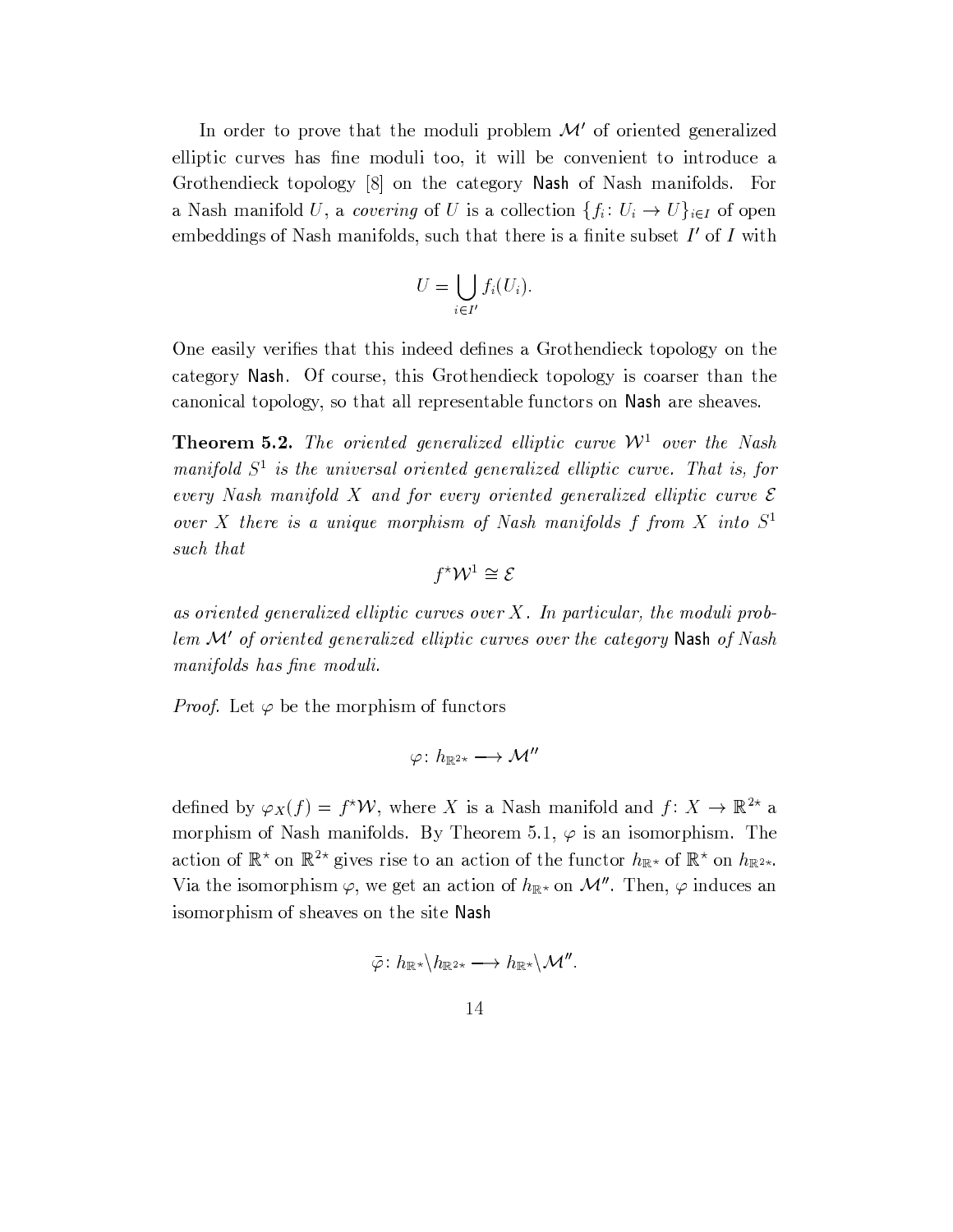In order to prove that the moduli problem $\mathcal{M}'$ of oriented generalized elliptic curves has fine moduli too, it will be convenient to introduce a Grothendieck topology [8] on the category $\mathsf{Nash}$ of Nash manifolds. For a Nash manifold $U$, a *covering* of $U$ is a collection $\{f_i \colon U_i \to U\}_{i \in I}$ of open embeddings of Nash manifolds, such that there is a finite subset $I'$ of $I$ with

$$U = \bigcup_{i \in I'} f_i(U_i).$$

One easily verifies that this indeed defines a Grothendieck topology on the category $\mathsf{Nash}$. Of course, this Grothendieck topology is coarser than the canonical topology, so that all representable functors on $\mathsf{Nash}$ are sheaves.

**Theorem 5.2.** *The oriented generalized elliptic curve $\mathcal{W}^1$ over the Nash manifold $S^1$ is the universal oriented generalized elliptic curve. That is, for every Nash manifold $X$ and for every oriented generalized elliptic curve $\mathcal{E}$ over $X$ there is a unique morphism of Nash manifolds $f$ from $X$ into $S^1$ such that*

$$f^\star \mathcal{W}^1 \cong \mathcal{E}$$

*as oriented generalized elliptic curves over $X$. In particular, the moduli problem $\mathcal{M}'$ of oriented generalized elliptic curves over the category $\mathsf{Nash}$ of Nash manifolds has fine moduli.*

*Proof.* Let $\varphi$ be the morphism of functors

$$\varphi \colon h_{\mathbb{R}^{2\star}} \longrightarrow \mathcal{M}''$$

defined by $\varphi_X(f) = f^\star \mathcal{W}$, where $X$ is a Nash manifold and $f \colon X \to \mathbb{R}^{2\star}$ a morphism of Nash manifolds. By Theorem 5.1, $\varphi$ is an isomorphism. The action of $\mathbb{R}^\star$ on $\mathbb{R}^{2\star}$ gives rise to an action of the functor $h_{\mathbb{R}^\star}$ of $\mathbb{R}^\star$ on $h_{\mathbb{R}^{2\star}}$. Via the isomorphism $\varphi$, we get an action of $h_{\mathbb{R}^\star}$ on $\mathcal{M}''$. Then, $\varphi$ induces an isomorphism of sheaves on the site $\mathsf{Nash}$

$$\bar{\varphi} \colon h_{\mathbb{R}^\star} \backslash h_{\mathbb{R}^{2\star}} \longrightarrow h_{\mathbb{R}^\star} \backslash \mathcal{M}''.$$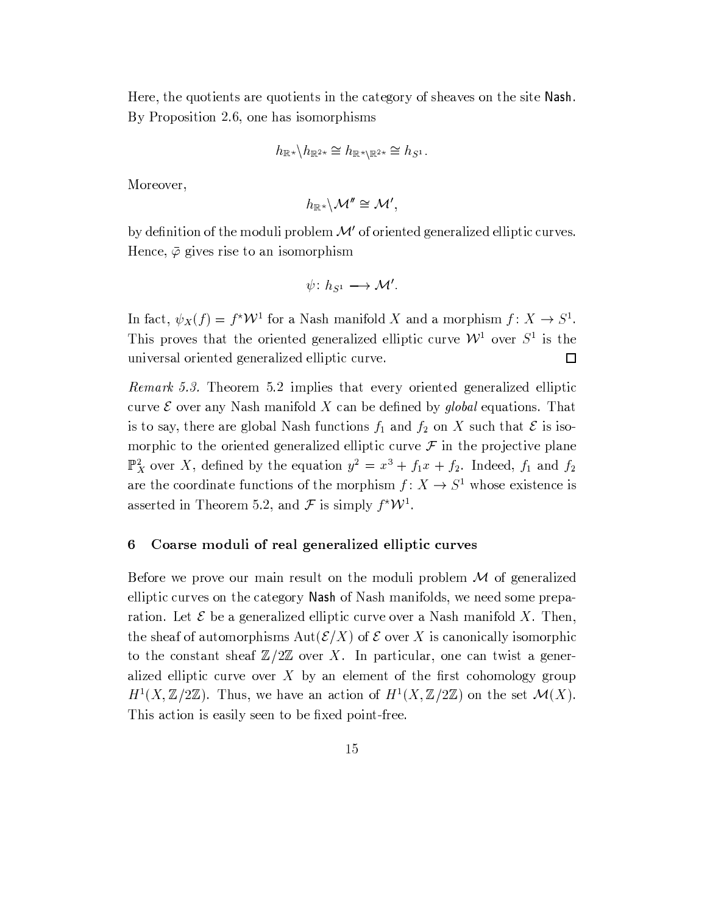Here, the quotients are quotients in the category of sheaves on the site Nash. By Proposition 2.6, one has isomorphisms

$$h_{\mathbb{R}^*} \backslash h_{\mathbb{R}^{2*}} \cong h_{\mathbb{R}^* \backslash \mathbb{R}^{2*}} \cong h_{S^1}.$$

Moreover,

$$h_{\mathbb{R}^*} \backslash \mathcal{M}'' \cong \mathcal{M}',$$

by definition of the moduli problem $\mathcal{M}'$ of oriented generalized elliptic curves. Hence, $\bar{\varphi}$ gives rise to an isomorphism

$$\psi\colon h_{S^1} \longrightarrow \mathcal{M}'.$$

In fact, $\psi_X(f) = f^\star \mathcal{W}^1$ for a Nash manifold $X$ and a morphism $f\colon X \to S^1$. This proves that the oriented generalized elliptic curve $\mathcal{W}^1$ over $S^1$ is the universal oriented generalized elliptic curve. $\square$

*Remark 5.3.* Theorem 5.2 implies that every oriented generalized elliptic curve $\mathcal{E}$ over any Nash manifold $X$ can be defined by *global* equations. That is to say, there are global Nash functions $f_1$ and $f_2$ on $X$ such that $\mathcal{E}$ is isomorphic to the oriented generalized elliptic curve $\mathcal{F}$ in the projective plane $\mathbb{P}^2_X$ over $X$, defined by the equation $y^2 = x^3 + f_1 x + f_2$. Indeed, $f_1$ and $f_2$ are the coordinate functions of the morphism $f\colon X \to S^1$ whose existence is asserted in Theorem 5.2, and $\mathcal{F}$ is simply $f^\star \mathcal{W}^1$.

## 6 Coarse moduli of real generalized elliptic curves

Before we prove our main result on the moduli problem $\mathcal{M}$ of generalized elliptic curves on the category Nash of Nash manifolds, we need some preparation. Let $\mathcal{E}$ be a generalized elliptic curve over a Nash manifold $X$. Then, the sheaf of automorphisms $\mathrm{Aut}(\mathcal{E}/X)$ of $\mathcal{E}$ over $X$ is canonically isomorphic to the constant sheaf $\mathbb{Z}/2\mathbb{Z}$ over $X$. In particular, one can twist a generalized elliptic curve over $X$ by an element of the first cohomology group $H^1(X, \mathbb{Z}/2\mathbb{Z})$. Thus, we have an action of $H^1(X, \mathbb{Z}/2\mathbb{Z})$ on the set $\mathcal{M}(X)$. This action is easily seen to be fixed point-free.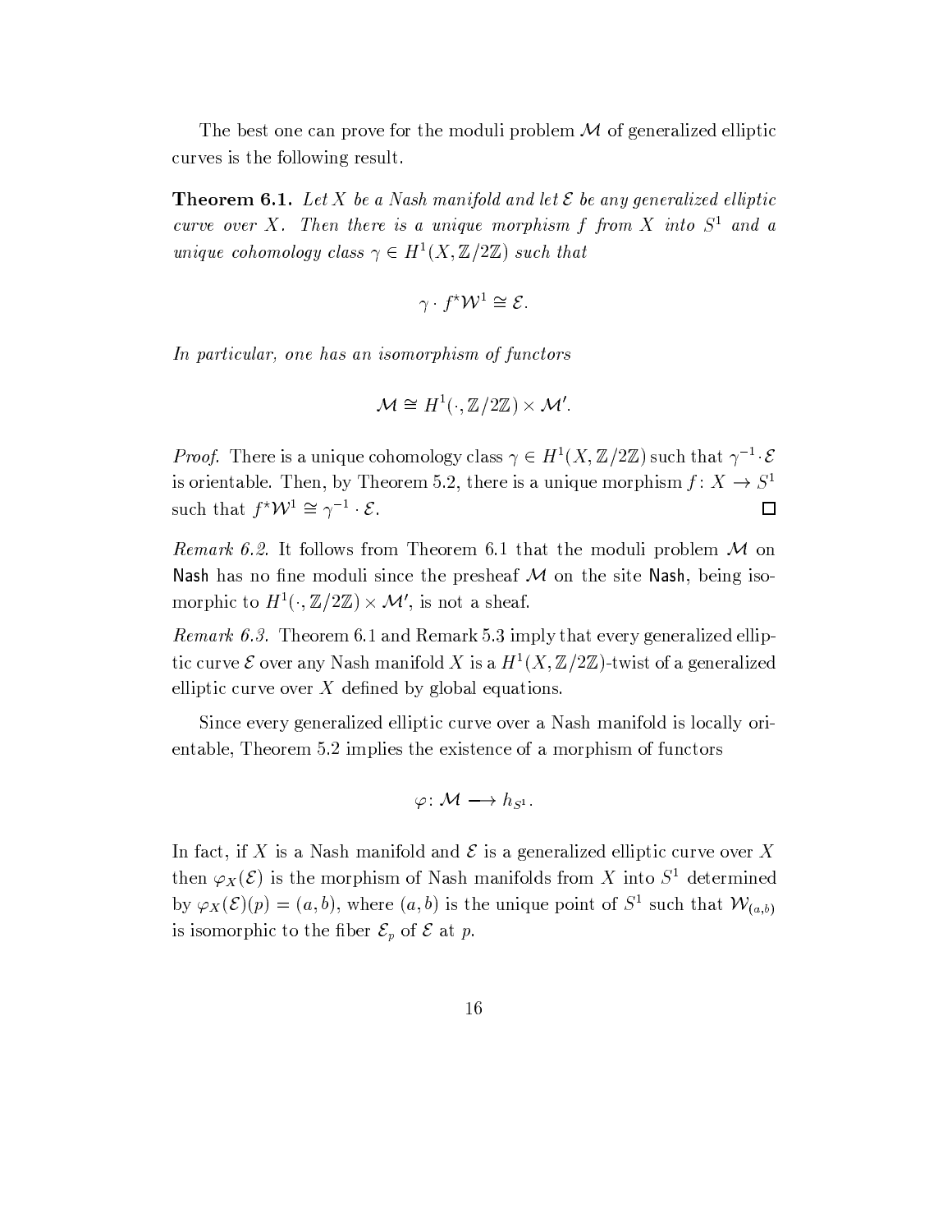The best one can prove for the moduli problem $\mathcal{M}$ of generalized elliptic curves is the following result.

**Theorem 6.1.** *Let $X$ be a Nash manifold and let $\mathcal{E}$ be any generalized elliptic curve over $X$. Then there is a unique morphism $f$ from $X$ into $S^1$ and a unique cohomology class $\gamma \in H^1(X, \mathbb{Z}/2\mathbb{Z})$ such that*

$$\gamma \cdot f^{\star}\mathcal{W}^1 \cong \mathcal{E}.$$

*In particular, one has an isomorphism of functors*

$$\mathcal{M} \cong H^1(\cdot, \mathbb{Z}/2\mathbb{Z}) \times \mathcal{M}'.$$

*Proof.* There is a unique cohomology class $\gamma \in H^1(X, \mathbb{Z}/2\mathbb{Z})$ such that $\gamma^{-1} \cdot \mathcal{E}$ is orientable. Then, by Theorem 5.2, there is a unique morphism $f \colon X \to S^1$ such that $f^{\star}\mathcal{W}^1 \cong \gamma^{-1} \cdot \mathcal{E}$. □

*Remark 6.2.* It follows from Theorem 6.1 that the moduli problem $\mathcal{M}$ on $\mathsf{Nash}$ has no fine moduli since the presheaf $\mathcal{M}$ on the site $\mathsf{Nash}$, being isomorphic to $H^1(\cdot, \mathbb{Z}/2\mathbb{Z}) \times \mathcal{M}'$, is not a sheaf.

*Remark 6.3.* Theorem 6.1 and Remark 5.3 imply that every generalized elliptic curve $\mathcal{E}$ over any Nash manifold $X$ is a $H^1(X, \mathbb{Z}/2\mathbb{Z})$-twist of a generalized elliptic curve over $X$ defined by global equations.

Since every generalized elliptic curve over a Nash manifold is locally orientable, Theorem 5.2 implies the existence of a morphism of functors

$$\varphi \colon \mathcal{M} \longrightarrow h_{S^1}.$$

In fact, if $X$ is a Nash manifold and $\mathcal{E}$ is a generalized elliptic curve over $X$ then $\varphi_X(\mathcal{E})$ is the morphism of Nash manifolds from $X$ into $S^1$ determined by $\varphi_X(\mathcal{E})(p) = (a, b)$, where $(a, b)$ is the unique point of $S^1$ such that $\mathcal{W}_{(a,b)}$ is isomorphic to the fiber $\mathcal{E}_p$ of $\mathcal{E}$ at $p$.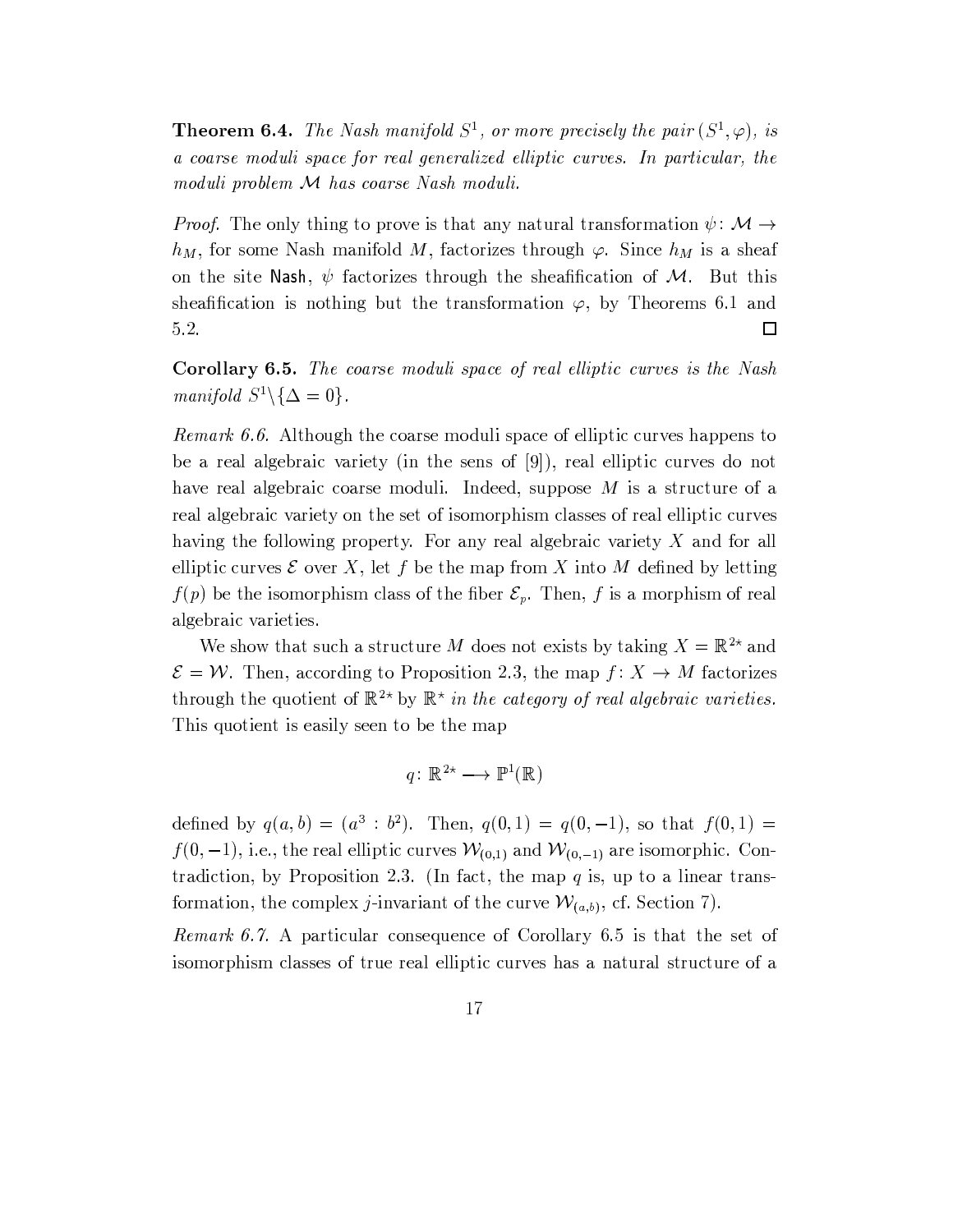**Theorem 6.4.** *The Nash manifold $S^1$, or more precisely the pair $(S^1, \varphi)$, is a coarse moduli space for real generalized elliptic curves. In particular, the moduli problem $\mathcal{M}$ has coarse Nash moduli.*

*Proof.* The only thing to prove is that any natural transformation $\psi\colon \mathcal{M} \to h_M$, for some Nash manifold $M$, factorizes through $\varphi$. Since $h_M$ is a sheaf on the site $\mathsf{Nash}$, $\psi$ factorizes through the sheafification of $\mathcal{M}$. But this sheafification is nothing but the transformation $\varphi$, by Theorems 6.1 and 5.2. □

**Corollary 6.5.** *The coarse moduli space of real elliptic curves is the Nash manifold $S^1 \backslash \{\Delta = 0\}$.*

*Remark 6.6.* Although the coarse moduli space of elliptic curves happens to be a real algebraic variety (in the sens of [9]), real elliptic curves do not have real algebraic coarse moduli. Indeed, suppose $M$ is a structure of a real algebraic variety on the set of isomorphism classes of real elliptic curves having the following property. For any real algebraic variety $X$ and for all elliptic curves $\mathcal{E}$ over $X$, let $f$ be the map from $X$ into $M$ defined by letting $f(p)$ be the isomorphism class of the fiber $\mathcal{E}_p$. Then, $f$ is a morphism of real algebraic varieties.

We show that such a structure $M$ does not exists by taking $X = \mathbb{R}^{2\star}$ and $\mathcal{E} = \mathcal{W}$. Then, according to Proposition 2.3, the map $f\colon X \to M$ factorizes through the quotient of $\mathbb{R}^{2\star}$ by $\mathbb{R}^{\star}$ *in the category of real algebraic varieties.* This quotient is easily seen to be the map

$$q\colon \mathbb{R}^{2\star} \longrightarrow \mathbb{P}^1(\mathbb{R})$$

defined by $q(a,b) = (a^3 : b^2)$. Then, $q(0,1) = q(0,-1)$, so that $f(0,1) = f(0,-1)$, i.e., the real elliptic curves $\mathcal{W}_{(0,1)}$ and $\mathcal{W}_{(0,-1)}$ are isomorphic. Contradiction, by Proposition 2.3. (In fact, the map $q$ is, up to a linear transformation, the complex $j$-invariant of the curve $\mathcal{W}_{(a,b)}$, cf. Section 7).

*Remark 6.7.* A particular consequence of Corollary 6.5 is that the set of isomorphism classes of true real elliptic curves has a natural structure of a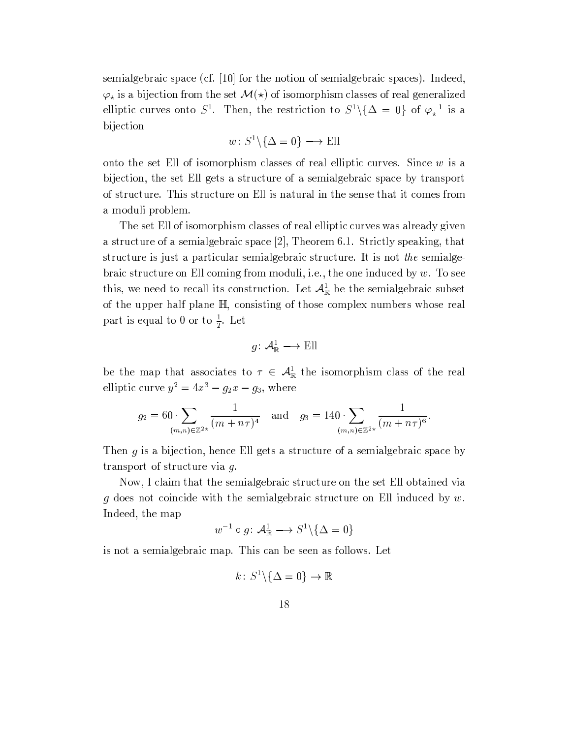semialgebraic space (cf. [10] for the notion of semialgebraic spaces). Indeed, $\varphi_\star$ is a bijection from the set $\mathcal{M}(\star)$ of isomorphism classes of real generalized elliptic curves onto $S^1$. Then, the restriction to $S^1\backslash\{\Delta = 0\}$ of $\varphi_\star^{-1}$ is a bijection

$$w\colon S^1\backslash\{\Delta = 0\} \longrightarrow \mathrm{Ell}$$

onto the set Ell of isomorphism classes of real elliptic curves. Since $w$ is a bijection, the set Ell gets a structure of a semialgebraic space by transport of structure. This structure on Ell is natural in the sense that it comes from a moduli problem.

The set Ell of isomorphism classes of real elliptic curves was already given a structure of a semialgebraic space [2], Theorem 6.1. Strictly speaking, that structure is just a particular semialgebraic structure. It is not *the* semialgebraic structure on Ell coming from moduli, i.e., the one induced by $w$. To see this, we need to recall its construction. Let $\mathcal{A}^1_{\mathbb{R}}$ be the semialgebraic subset of the upper half plane $\mathbb{H}$, consisting of those complex numbers whose real part is equal to 0 or to $\frac{1}{2}$. Let

$$g\colon \mathcal{A}^1_{\mathbb{R}} \longrightarrow \mathrm{Ell}$$

be the map that associates to $\tau \in \mathcal{A}^1_{\mathbb{R}}$ the isomorphism class of the real elliptic curve $y^2 = 4x^3 - g_2 x - g_3$, where

$$g_2 = 60 \cdot \sum_{(m,n)\in\mathbb{Z}^{2*}} \frac{1}{(m+n\tau)^4} \quad \text{and} \quad g_3 = 140 \cdot \sum_{(m,n)\in\mathbb{Z}^{2*}} \frac{1}{(m+n\tau)^6}.$$

Then $g$ is a bijection, hence Ell gets a structure of a semialgebraic space by transport of structure via $g$.

Now, I claim that the semialgebraic structure on the set Ell obtained via $g$ does not coincide with the semialgebraic structure on Ell induced by $w$. Indeed, the map

$$w^{-1} \circ g\colon \mathcal{A}^1_{\mathbb{R}} \longrightarrow S^1\backslash\{\Delta = 0\}$$

is not a semialgebraic map. This can be seen as follows. Let

$$k\colon S^1\backslash\{\Delta = 0\} \to \mathbb{R}$$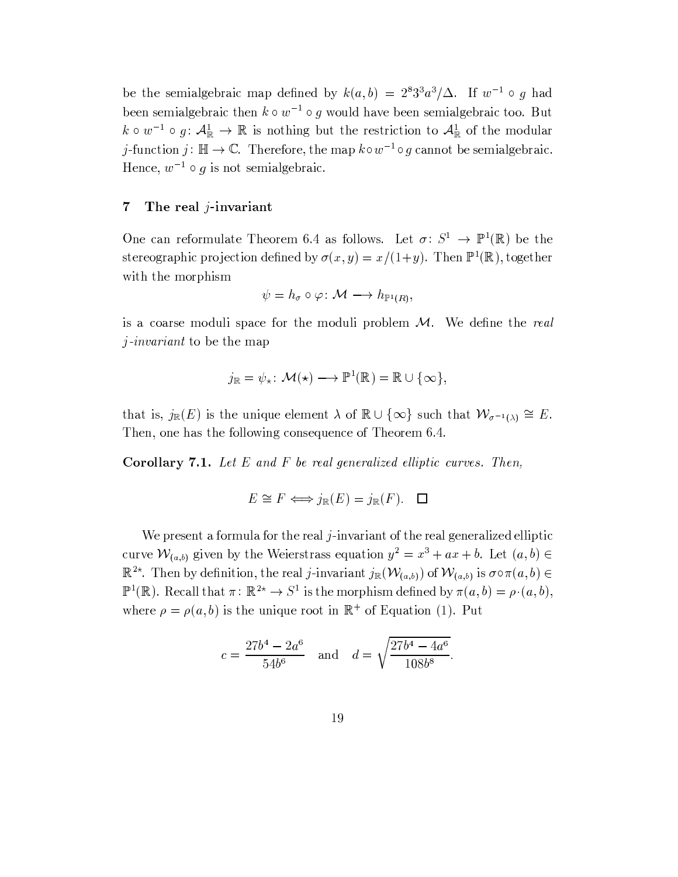be the semialgebraic map defined by $k(a, b) = 2^8 3^3 a^3/\Delta$. If $w^{-1} \circ g$ had been semialgebraic then $k \circ w^{-1} \circ g$ would have been semialgebraic too. But $k \circ w^{-1} \circ g \colon \mathcal{A}^1_{\mathbb{R}} \to \mathbb{R}$ is nothing but the restriction to $\mathcal{A}^1_{\mathbb{R}}$ of the modular $j$-function $j \colon \mathbb{H} \to \mathbb{C}$. Therefore, the map $k \circ w^{-1} \circ g$ cannot be semialgebraic. Hence, $w^{-1} \circ g$ is not semialgebraic.

## 7 The real $j$-invariant

One can reformulate Theorem 6.4 as follows. Let $\sigma \colon S^1 \to \mathbb{P}^1(\mathbb{R})$ be the stereographic projection defined by $\sigma(x, y) = x/(1+y)$. Then $\mathbb{P}^1(\mathbb{R})$, together with the morphism

$$\psi = h_\sigma \circ \varphi \colon \mathcal{M} \longrightarrow h_{\mathbb{P}^1(R)},$$

is a coarse moduli space for the moduli problem $\mathcal{M}$. We define the *real $j$-invariant* to be the map

$$j_{\mathbb{R}} = \psi_\star \colon \mathcal{M}(\star) \longrightarrow \mathbb{P}^1(\mathbb{R}) = \mathbb{R} \cup \{\infty\},$$

that is, $j_{\mathbb{R}}(E)$ is the unique element $\lambda$ of $\mathbb{R} \cup \{\infty\}$ such that $\mathcal{W}_{\sigma^{-1}(\lambda)} \cong E$. Then, one has the following consequence of Theorem 6.4.

**Corollary 7.1.** *Let $E$ and $F$ be real generalized elliptic curves. Then,*

$$E \cong F \Longleftrightarrow j_{\mathbb{R}}(E) = j_{\mathbb{R}}(F). \quad \square$$

We present a formula for the real $j$-invariant of the real generalized elliptic curve $\mathcal{W}_{(a,b)}$ given by the Weierstrass equation $y^2 = x^3 + ax + b$. Let $(a, b) \in \mathbb{R}^{2\star}$. Then by definition, the real $j$-invariant $j_{\mathbb{R}}(\mathcal{W}_{(a,b)})$ of $\mathcal{W}_{(a,b)}$ is $\sigma \circ \pi(a, b) \in \mathbb{P}^1(\mathbb{R})$. Recall that $\pi \colon \mathbb{R}^{2\star} \to S^1$ is the morphism defined by $\pi(a, b) = \rho \cdot (a, b)$, where $\rho = \rho(a, b)$ is the unique root in $\mathbb{R}^+$ of Equation (1). Put

$$c = \frac{27b^4 - 2a^6}{54b^6} \quad \text{and} \quad d = \sqrt{\frac{27b^4 - 4a^6}{108b^8}}.$$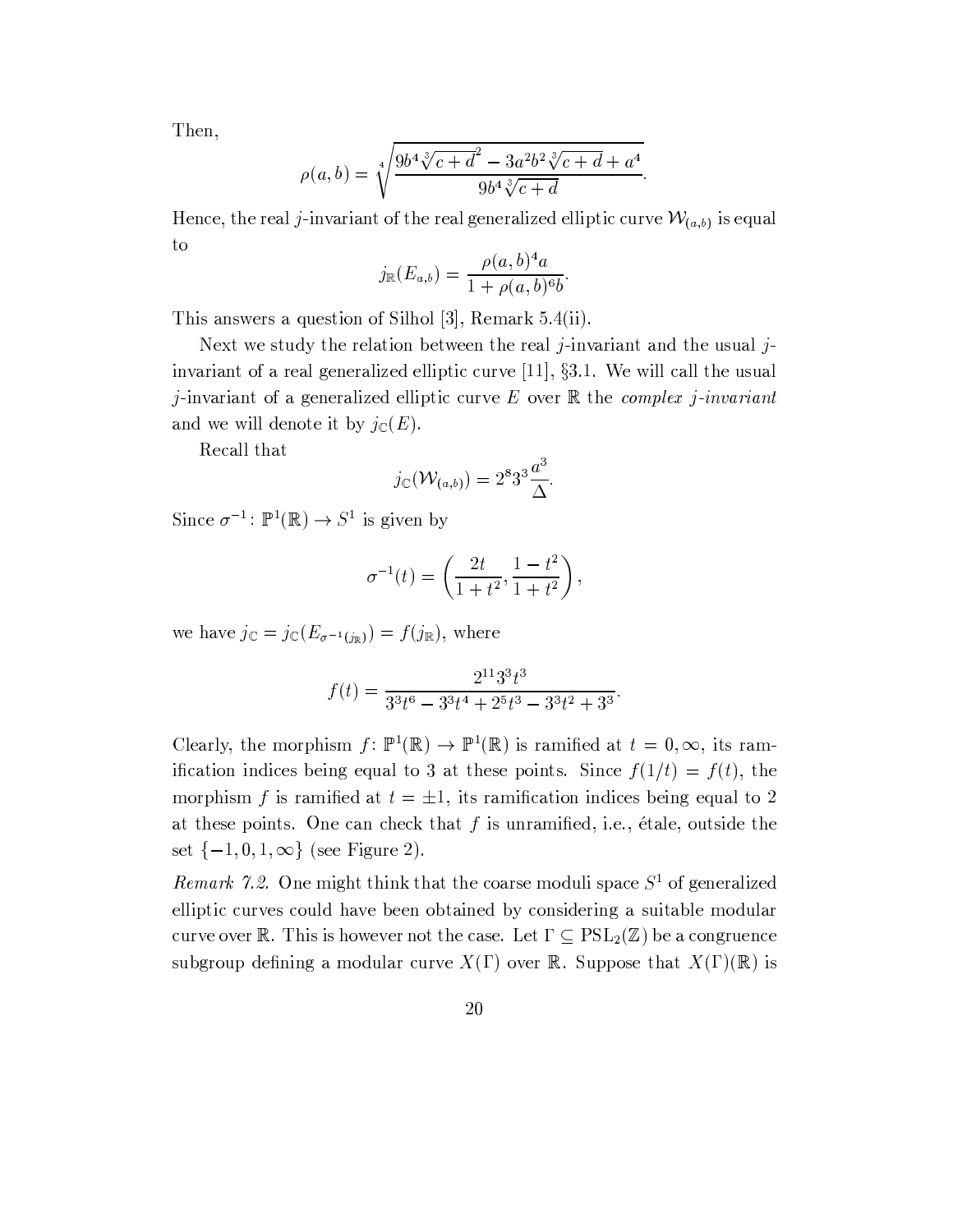Then,

$$\rho(a,b) = \sqrt[4]{\frac{9b^4\sqrt[3]{c+d}^2 - 3a^2b^2\sqrt[3]{c+d} + a^4}{9b^4\sqrt[3]{c+d}}}.$$

Hence, the real $j$-invariant of the real generalized elliptic curve $\mathcal{W}_{(a,b)}$ is equal to

$$j_{\mathbb{R}}(E_{a,b}) = \frac{\rho(a,b)^4 a}{1 + \rho(a,b)^6 b}.$$

This answers a question of Silhol [3], Remark 5.4(ii).

Next we study the relation between the real $j$-invariant and the usual $j$-invariant of a real generalized elliptic curve [11], §3.1. We will call the usual $j$-invariant of a generalized elliptic curve $E$ over $\mathbb{R}$ the *complex j-invariant* and we will denote it by $j_{\mathbb{C}}(E)$.

Recall that

$$j_{\mathbb{C}}(\mathcal{W}_{(a,b)}) = 2^8 3^3 \frac{a^3}{\Delta}.$$

Since $\sigma^{-1}\colon \mathbb{P}^1(\mathbb{R}) \to S^1$ is given by

$$\sigma^{-1}(t) = \left(\frac{2t}{1+t^2}, \frac{1-t^2}{1+t^2}\right),$$

we have $j_{\mathbb{C}} = j_{\mathbb{C}}(E_{\sigma^{-1}(j_{\mathbb{R}})}) = f(j_{\mathbb{R}})$, where

$$f(t) = \frac{2^{11}3^3 t^3}{3^3 t^6 - 3^3 t^4 + 2^5 t^3 - 3^3 t^2 + 3^3}.$$

Clearly, the morphism $f\colon \mathbb{P}^1(\mathbb{R}) \to \mathbb{P}^1(\mathbb{R})$ is ramified at $t = 0, \infty$, its ramification indices being equal to 3 at these points. Since $f(1/t) = f(t)$, the morphism $f$ is ramified at $t = \pm 1$, its ramification indices being equal to 2 at these points. One can check that $f$ is unramified, i.e., étale, outside the set $\{-1, 0, 1, \infty\}$ (see Figure 2).

*Remark 7.2.* One might think that the coarse moduli space $S^1$ of generalized elliptic curves could have been obtained by considering a suitable modular curve over $\mathbb{R}$. This is however not the case. Let $\Gamma \subseteq \mathrm{PSL}_2(\mathbb{Z})$ be a congruence subgroup defining a modular curve $X(\Gamma)$ over $\mathbb{R}$. Suppose that $X(\Gamma)(\mathbb{R})$ is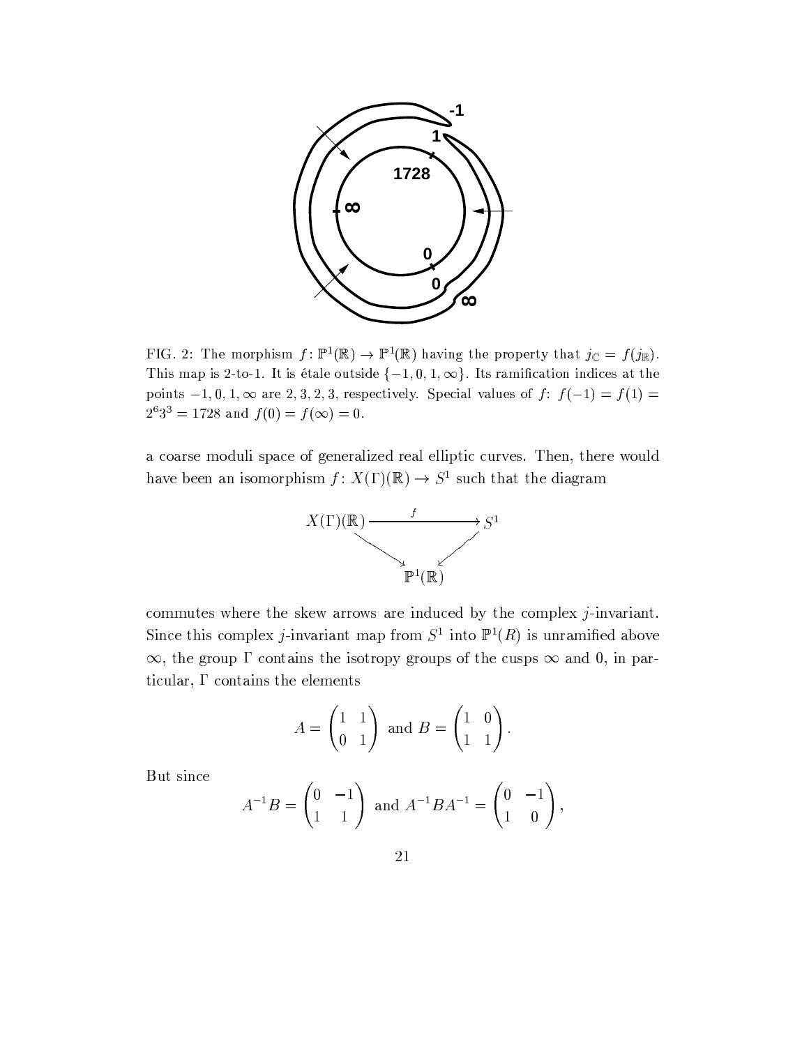FIG. 2: The morphism $f\colon \mathbb{P}^1(\mathbb{R}) \to \mathbb{P}^1(\mathbb{R})$ having the property that $j_{\mathbb{C}} = f(j_{\mathbb{R}})$. This map is 2-to-1. It is étale outside $\{-1, 0, 1, \infty\}$. Its ramification indices at the points $-1, 0, 1, \infty$ are $2, 3, 2, 3$, respectively. Special values of $f$: $f(-1) = f(1) = 2^6 3^3 = 1728$ and $f(0) = f(\infty) = 0$.

a coarse moduli space of generalized real elliptic curves. Then, there would have been an isomorphism $f\colon X(\Gamma)(\mathbb{R}) \to S^1$ such that the diagram

$$\begin{array}{ccc} X(\Gamma)(\mathbb{R}) & \xrightarrow{\quad f \quad} & S^1 \\ & \searrow \quad \swarrow & \\ & \mathbb{P}^1(\mathbb{R}) & \end{array}$$

commutes where the skew arrows are induced by the complex $j$-invariant. Since this complex $j$-invariant map from $S^1$ into $\mathbb{P}^1(R)$ is unramified above $\infty$, the group $\Gamma$ contains the isotropy groups of the cusps $\infty$ and $0$, in particular, $\Gamma$ contains the elements

$$A = \begin{pmatrix} 1 & 1 \\ 0 & 1 \end{pmatrix} \text{ and } B = \begin{pmatrix} 1 & 0 \\ 1 & 1 \end{pmatrix}.$$

But since

$$A^{-1}B = \begin{pmatrix} 0 & -1 \\ 1 & 1 \end{pmatrix} \text{ and } A^{-1}BA^{-1} = \begin{pmatrix} 0 & -1 \\ 1 & 0 \end{pmatrix},$$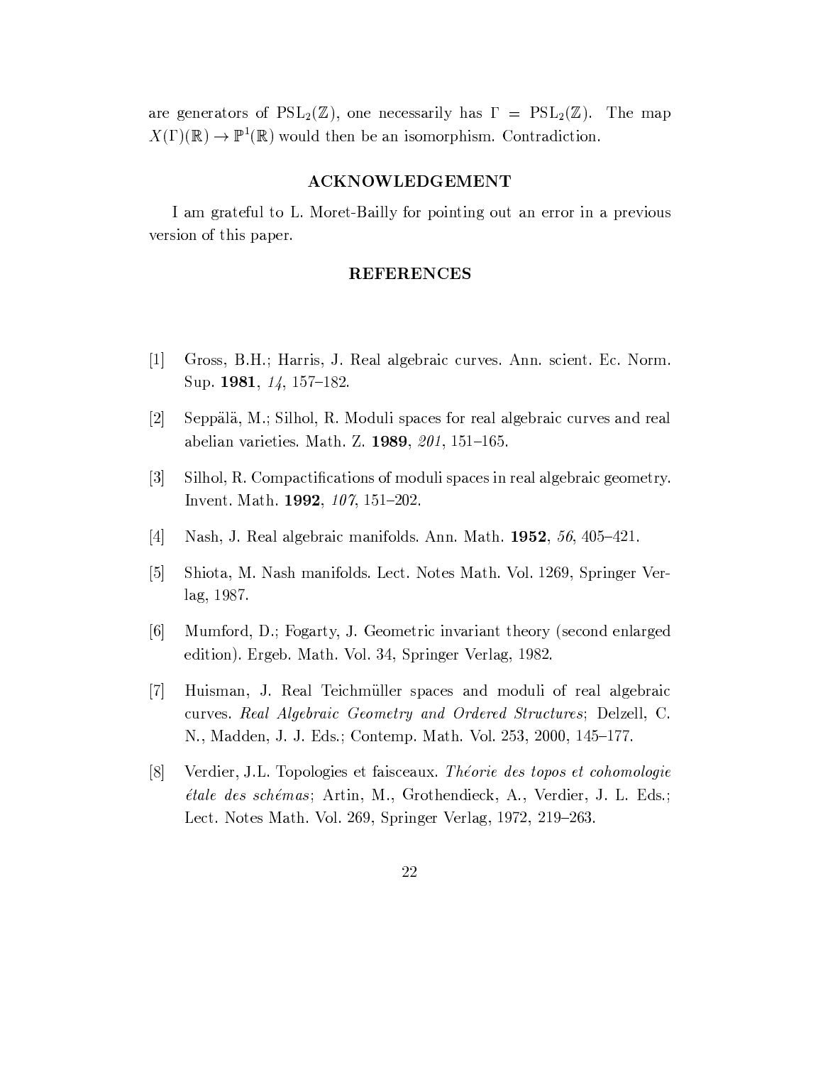are generators of $\mathrm{PSL}_2(\mathbb{Z})$, one necessarily has $\Gamma = \mathrm{PSL}_2(\mathbb{Z})$. The map $X(\Gamma)(\mathbb{R}) \to \mathbb{P}^1(\mathbb{R})$ would then be an isomorphism. Contradiction.

## ACKNOWLEDGEMENT

I am grateful to L. Moret-Bailly for pointing out an error in a previous version of this paper.

## REFERENCES

[1] Gross, B.H.; Harris, J. Real algebraic curves. Ann. scient. Ec. Norm. Sup. **1981**, *14*, 157–182.

[2] Seppälä, M.; Silhol, R. Moduli spaces for real algebraic curves and real abelian varieties. Math. Z. **1989**, *201*, 151–165.

[3] Silhol, R. Compactifications of moduli spaces in real algebraic geometry. Invent. Math. **1992**, *107*, 151–202.

[4] Nash, J. Real algebraic manifolds. Ann. Math. **1952**, *56*, 405–421.

[5] Shiota, M. Nash manifolds. Lect. Notes Math. Vol. 1269, Springer Verlag, 1987.

[6] Mumford, D.; Fogarty, J. Geometric invariant theory (second enlarged edition). Ergeb. Math. Vol. 34, Springer Verlag, 1982.

[7] Huisman, J. Real Teichmüller spaces and moduli of real algebraic curves. *Real Algebraic Geometry and Ordered Structures*; Delzell, C. N., Madden, J. J. Eds.; Contemp. Math. Vol. 253, 2000, 145–177.

[8] Verdier, J.L. Topologies et faisceaux. *Théorie des topos et cohomologie étale des schémas*; Artin, M., Grothendieck, A., Verdier, J. L. Eds.; Lect. Notes Math. Vol. 269, Springer Verlag, 1972, 219–263.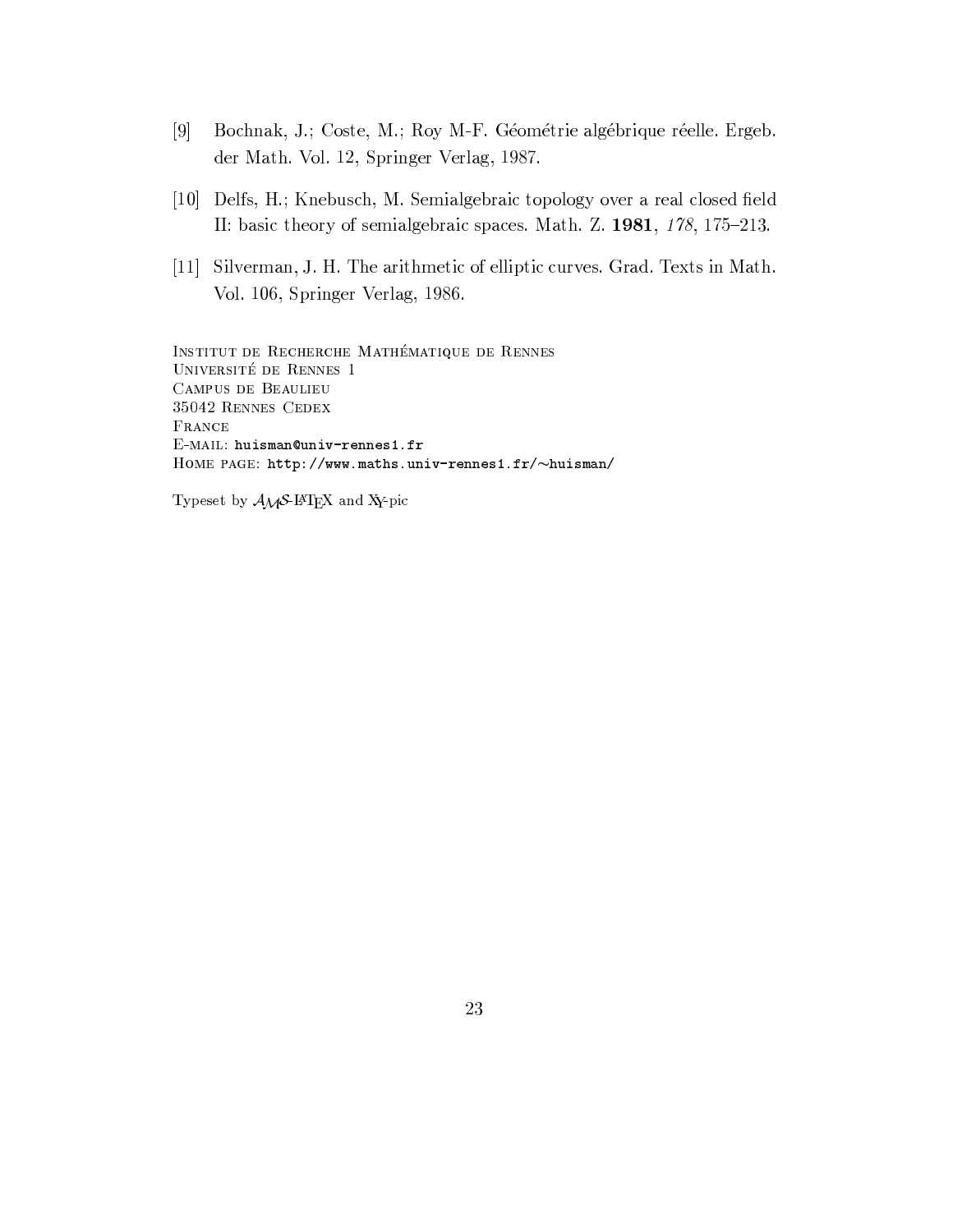[9] Bochnak, J.; Coste, M.; Roy M-F. Géométrie algébrique réelle. Ergeb. der Math. Vol. 12, Springer Verlag, 1987.

[10] Delfs, H.; Knebusch, M. Semialgebraic topology over a real closed field II: basic theory of semialgebraic spaces. Math. Z. **1981**, *178*, 175–213.

[11] Silverman, J. H. The arithmetic of elliptic curves. Grad. Texts in Math. Vol. 106, Springer Verlag, 1986.

Institut de Recherche Mathématique de Rennes
Université de Rennes 1
Campus de Beaulieu
35042 Rennes Cedex
France
E-mail: `huisman@univ-rennes1.fr`
Home page: `http://www.maths.univ-rennes1.fr/~huisman/`

Typeset by $\mathcal{A}\mathcal{M}\mathcal{S}$-LaTeX and XY-pic